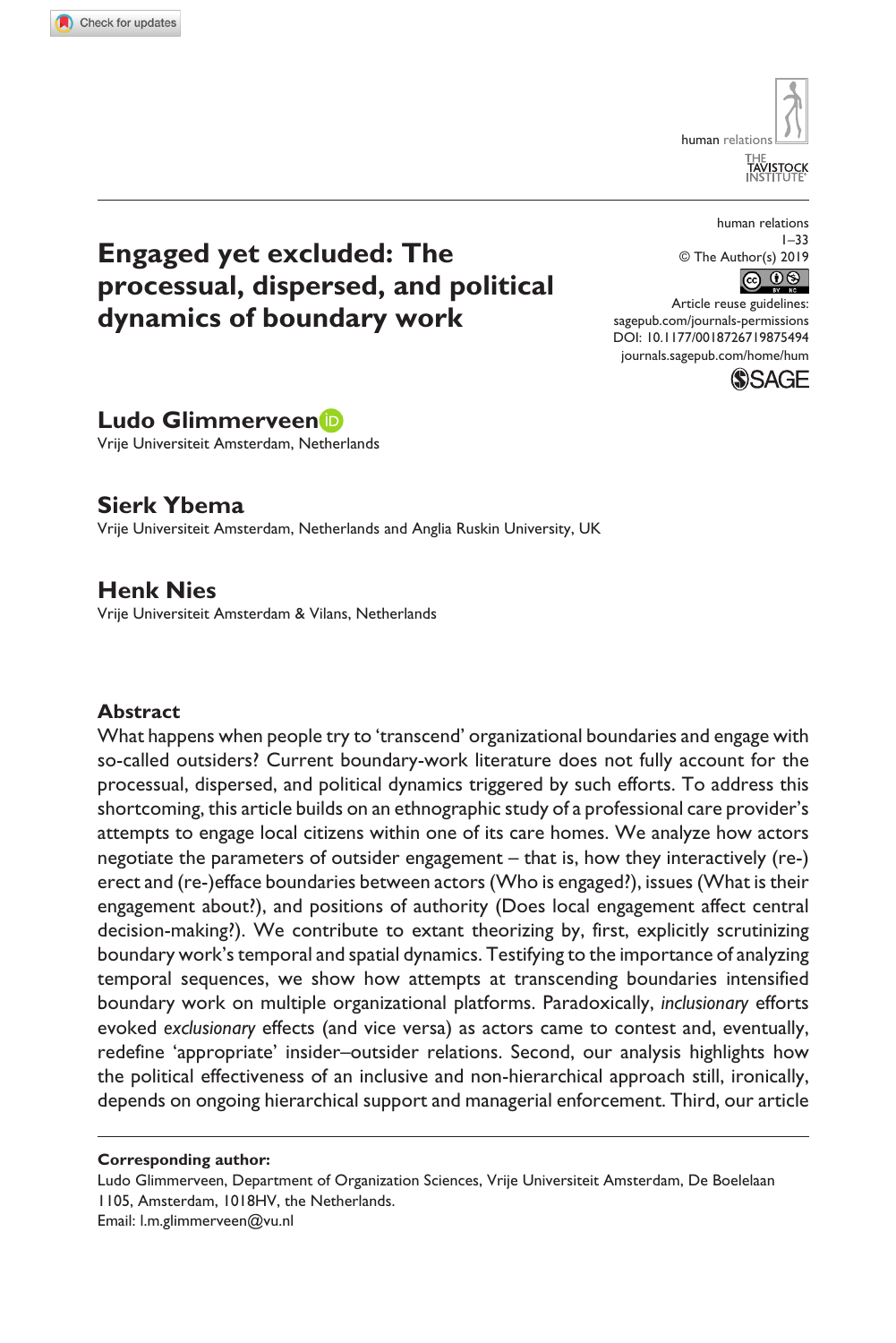# Engaged yet excluded: The processual, dispersed, and political dynamics of boundary work

human relations
1–33
© The Author(s) 2019
Article reuse guidelines: sagepub.com/journals-permissions
DOI: 10.1177/0018726719875494
journals.sagepub.com/home/hum

**Ludo Glimmerveen**
Vrije Universiteit Amsterdam, Netherlands

**Sierk Ybema**
Vrije Universiteit Amsterdam, Netherlands and Anglia Ruskin University, UK

**Henk Nies**
Vrije Universiteit Amsterdam & Vilans, Netherlands

## Abstract

What happens when people try to 'transcend' organizational boundaries and engage with so-called outsiders? Current boundary-work literature does not fully account for the processual, dispersed, and political dynamics triggered by such efforts. To address this shortcoming, this article builds on an ethnographic study of a professional care provider's attempts to engage local citizens within one of its care homes. We analyze how actors negotiate the parameters of outsider engagement – that is, how they interactively (re-) erect and (re-)efface boundaries between actors (Who is engaged?), issues (What is their engagement about?), and positions of authority (Does local engagement affect central decision-making?). We contribute to extant theorizing by, first, explicitly scrutinizing boundary work's temporal and spatial dynamics. Testifying to the importance of analyzing temporal sequences, we show how attempts at transcending boundaries intensified boundary work on multiple organizational platforms. Paradoxically, *inclusionary* efforts evoked *exclusionary* effects (and vice versa) as actors came to contest and, eventually, redefine 'appropriate' insider–outsider relations. Second, our analysis highlights how the political effectiveness of an inclusive and non-hierarchical approach still, ironically, depends on ongoing hierarchical support and managerial enforcement. Third, our article

**Corresponding author:**
Ludo Glimmerveen, Department of Organization Sciences, Vrije Universiteit Amsterdam, De Boelelaan 1105, Amsterdam, 1018HV, the Netherlands.
Email: l.m.glimmerveen@vu.nl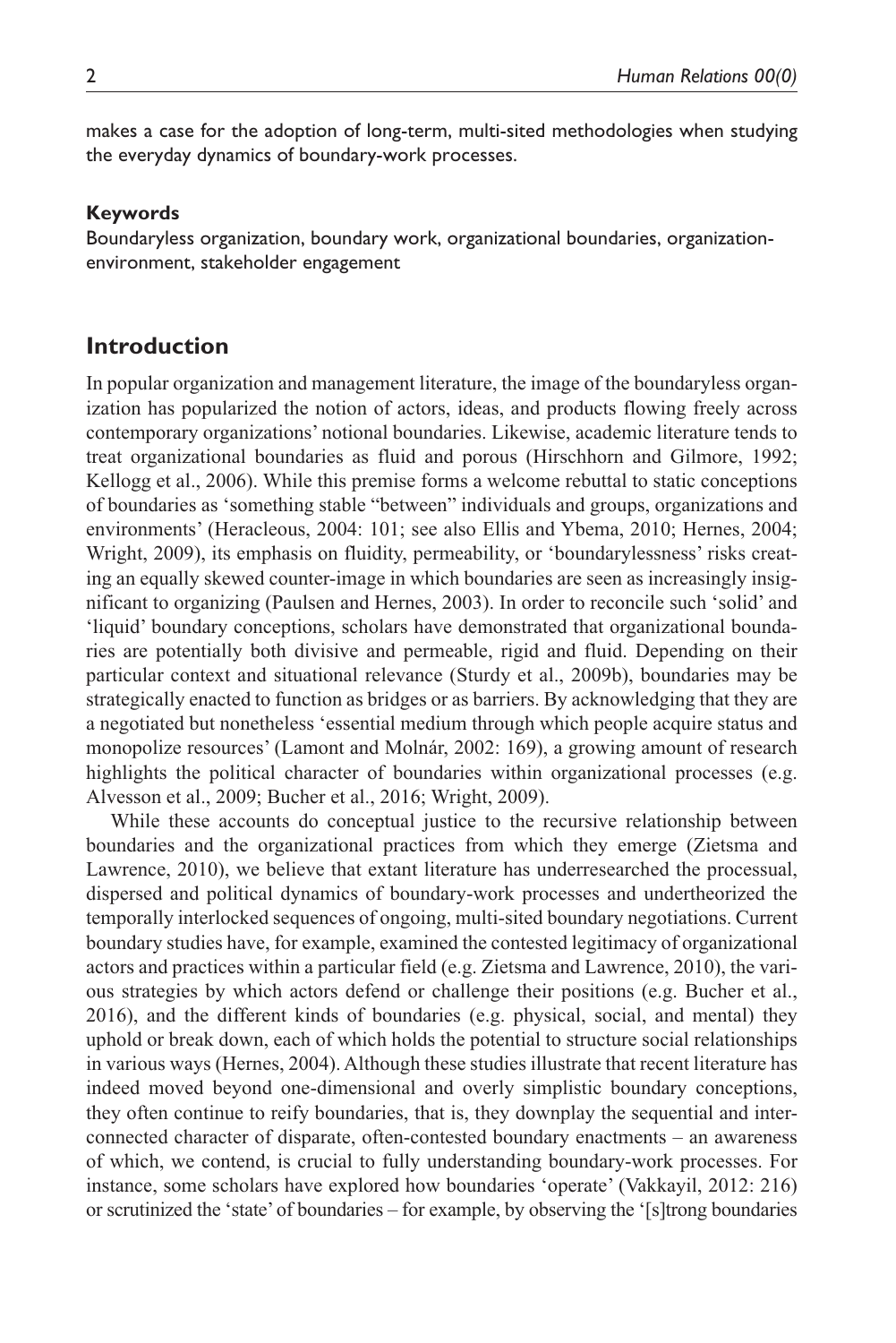makes a case for the adoption of long-term, multi-sited methodologies when studying the everyday dynamics of boundary-work processes.

#### Keywords

Boundaryless organization, boundary work, organizational boundaries, organization-environment, stakeholder engagement

## Introduction

In popular organization and management literature, the image of the boundaryless organization has popularized the notion of actors, ideas, and products flowing freely across contemporary organizations' notional boundaries. Likewise, academic literature tends to treat organizational boundaries as fluid and porous (Hirschhorn and Gilmore, 1992; Kellogg et al., 2006). While this premise forms a welcome rebuttal to static conceptions of boundaries as 'something stable "between" individuals and groups, organizations and environments' (Heracleous, 2004: 101; see also Ellis and Ybema, 2010; Hernes, 2004; Wright, 2009), its emphasis on fluidity, permeability, or 'boundarylessness' risks creating an equally skewed counter-image in which boundaries are seen as increasingly insignificant to organizing (Paulsen and Hernes, 2003). In order to reconcile such 'solid' and 'liquid' boundary conceptions, scholars have demonstrated that organizational boundaries are potentially both divisive and permeable, rigid and fluid. Depending on their particular context and situational relevance (Sturdy et al., 2009b), boundaries may be strategically enacted to function as bridges or as barriers. By acknowledging that they are a negotiated but nonetheless 'essential medium through which people acquire status and monopolize resources' (Lamont and Molnár, 2002: 169), a growing amount of research highlights the political character of boundaries within organizational processes (e.g. Alvesson et al., 2009; Bucher et al., 2016; Wright, 2009).

While these accounts do conceptual justice to the recursive relationship between boundaries and the organizational practices from which they emerge (Zietsma and Lawrence, 2010), we believe that extant literature has underresearched the processual, dispersed and political dynamics of boundary-work processes and undertheorized the temporally interlocked sequences of ongoing, multi-sited boundary negotiations. Current boundary studies have, for example, examined the contested legitimacy of organizational actors and practices within a particular field (e.g. Zietsma and Lawrence, 2010), the various strategies by which actors defend or challenge their positions (e.g. Bucher et al., 2016), and the different kinds of boundaries (e.g. physical, social, and mental) they uphold or break down, each of which holds the potential to structure social relationships in various ways (Hernes, 2004). Although these studies illustrate that recent literature has indeed moved beyond one-dimensional and overly simplistic boundary conceptions, they often continue to reify boundaries, that is, they downplay the sequential and interconnected character of disparate, often-contested boundary enactments – an awareness of which, we contend, is crucial to fully understanding boundary-work processes. For instance, some scholars have explored how boundaries 'operate' (Vakkayil, 2012: 216) or scrutinized the 'state' of boundaries – for example, by observing the '[s]trong boundaries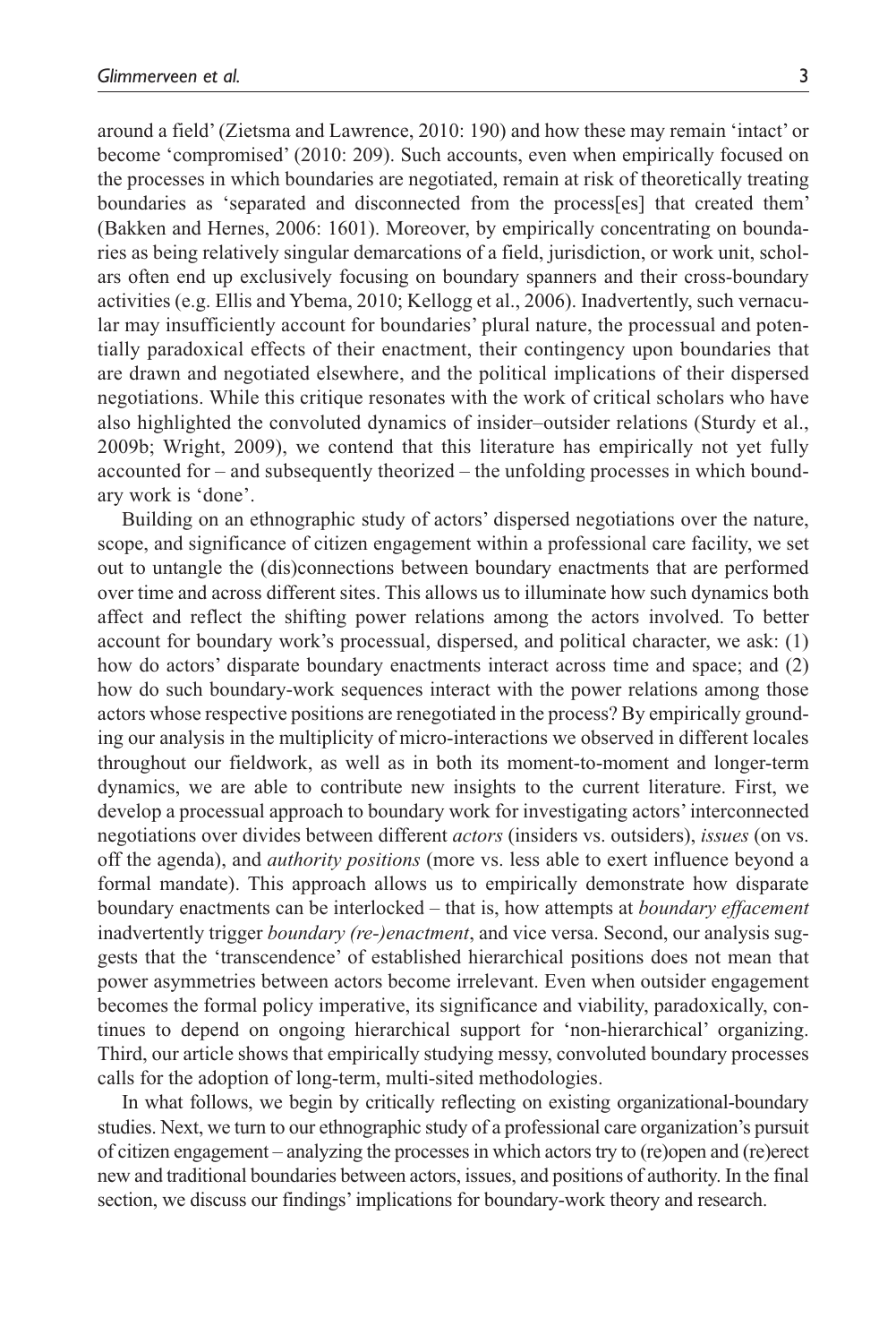around a field' (Zietsma and Lawrence, 2010: 190) and how these may remain 'intact' or become 'compromised' (2010: 209). Such accounts, even when empirically focused on the processes in which boundaries are negotiated, remain at risk of theoretically treating boundaries as 'separated and disconnected from the process[es] that created them' (Bakken and Hernes, 2006: 1601). Moreover, by empirically concentrating on boundaries as being relatively singular demarcations of a field, jurisdiction, or work unit, scholars often end up exclusively focusing on boundary spanners and their cross-boundary activities (e.g. Ellis and Ybema, 2010; Kellogg et al., 2006). Inadvertently, such vernacular may insufficiently account for boundaries' plural nature, the processual and potentially paradoxical effects of their enactment, their contingency upon boundaries that are drawn and negotiated elsewhere, and the political implications of their dispersed negotiations. While this critique resonates with the work of critical scholars who have also highlighted the convoluted dynamics of insider–outsider relations (Sturdy et al., 2009b; Wright, 2009), we contend that this literature has empirically not yet fully accounted for – and subsequently theorized – the unfolding processes in which boundary work is 'done'.

Building on an ethnographic study of actors' dispersed negotiations over the nature, scope, and significance of citizen engagement within a professional care facility, we set out to untangle the (dis)connections between boundary enactments that are performed over time and across different sites. This allows us to illuminate how such dynamics both affect and reflect the shifting power relations among the actors involved. To better account for boundary work's processual, dispersed, and political character, we ask: (1) how do actors' disparate boundary enactments interact across time and space; and (2) how do such boundary-work sequences interact with the power relations among those actors whose respective positions are renegotiated in the process? By empirically grounding our analysis in the multiplicity of micro-interactions we observed in different locales throughout our fieldwork, as well as in both its moment-to-moment and longer-term dynamics, we are able to contribute new insights to the current literature. First, we develop a processual approach to boundary work for investigating actors' interconnected negotiations over divides between different *actors* (insiders vs. outsiders), *issues* (on vs. off the agenda), and *authority positions* (more vs. less able to exert influence beyond a formal mandate). This approach allows us to empirically demonstrate how disparate boundary enactments can be interlocked – that is, how attempts at *boundary effacement* inadvertently trigger *boundary (re-)enactment*, and vice versa. Second, our analysis suggests that the 'transcendence' of established hierarchical positions does not mean that power asymmetries between actors become irrelevant. Even when outsider engagement becomes the formal policy imperative, its significance and viability, paradoxically, continues to depend on ongoing hierarchical support for 'non-hierarchical' organizing. Third, our article shows that empirically studying messy, convoluted boundary processes calls for the adoption of long-term, multi-sited methodologies.

In what follows, we begin by critically reflecting on existing organizational-boundary studies. Next, we turn to our ethnographic study of a professional care organization's pursuit of citizen engagement – analyzing the processes in which actors try to (re)open and (re)erect new and traditional boundaries between actors, issues, and positions of authority. In the final section, we discuss our findings' implications for boundary-work theory and research.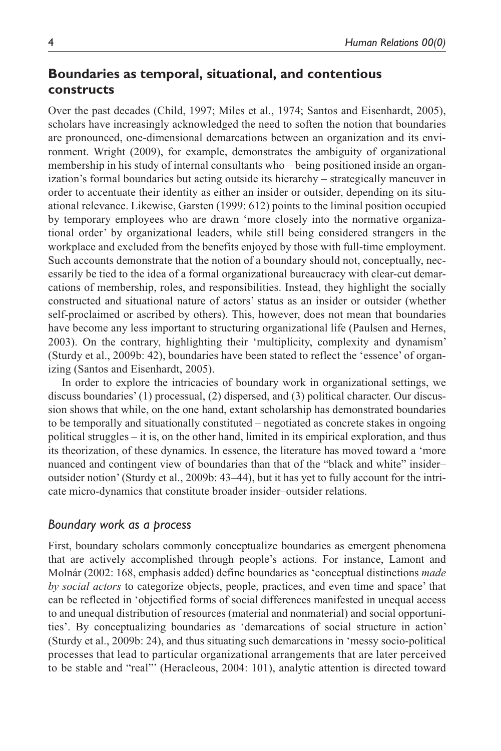## Boundaries as temporal, situational, and contentious constructs

Over the past decades (Child, 1997; Miles et al., 1974; Santos and Eisenhardt, 2005), scholars have increasingly acknowledged the need to soften the notion that boundaries are pronounced, one-dimensional demarcations between an organization and its environment. Wright (2009), for example, demonstrates the ambiguity of organizational membership in his study of internal consultants who – being positioned inside an organization's formal boundaries but acting outside its hierarchy – strategically maneuver in order to accentuate their identity as either an insider or outsider, depending on its situational relevance. Likewise, Garsten (1999: 612) points to the liminal position occupied by temporary employees who are drawn 'more closely into the normative organizational order' by organizational leaders, while still being considered strangers in the workplace and excluded from the benefits enjoyed by those with full-time employment. Such accounts demonstrate that the notion of a boundary should not, conceptually, necessarily be tied to the idea of a formal organizational bureaucracy with clear-cut demarcations of membership, roles, and responsibilities. Instead, they highlight the socially constructed and situational nature of actors' status as an insider or outsider (whether self-proclaimed or ascribed by others). This, however, does not mean that boundaries have become any less important to structuring organizational life (Paulsen and Hernes, 2003). On the contrary, highlighting their 'multiplicity, complexity and dynamism' (Sturdy et al., 2009b: 42), boundaries have been stated to reflect the 'essence' of organizing (Santos and Eisenhardt, 2005).

In order to explore the intricacies of boundary work in organizational settings, we discuss boundaries' (1) processual, (2) dispersed, and (3) political character. Our discussion shows that while, on the one hand, extant scholarship has demonstrated boundaries to be temporally and situationally constituted – negotiated as concrete stakes in ongoing political struggles – it is, on the other hand, limited in its empirical exploration, and thus its theorization, of these dynamics. In essence, the literature has moved toward a 'more nuanced and contingent view of boundaries than that of the "black and white" insider–outsider notion' (Sturdy et al., 2009b: 43–44), but it has yet to fully account for the intricate micro-dynamics that constitute broader insider–outsider relations.

### *Boundary work as a process*

First, boundary scholars commonly conceptualize boundaries as emergent phenomena that are actively accomplished through people's actions. For instance, Lamont and Molnár (2002: 168, emphasis added) define boundaries as 'conceptual distinctions *made by social actors* to categorize objects, people, practices, and even time and space' that can be reflected in 'objectified forms of social differences manifested in unequal access to and unequal distribution of resources (material and nonmaterial) and social opportunities'. By conceptualizing boundaries as 'demarcations of social structure in action' (Sturdy et al., 2009b: 24), and thus situating such demarcations in 'messy socio-political processes that lead to particular organizational arrangements that are later perceived to be stable and "real"' (Heracleous, 2004: 101), analytic attention is directed toward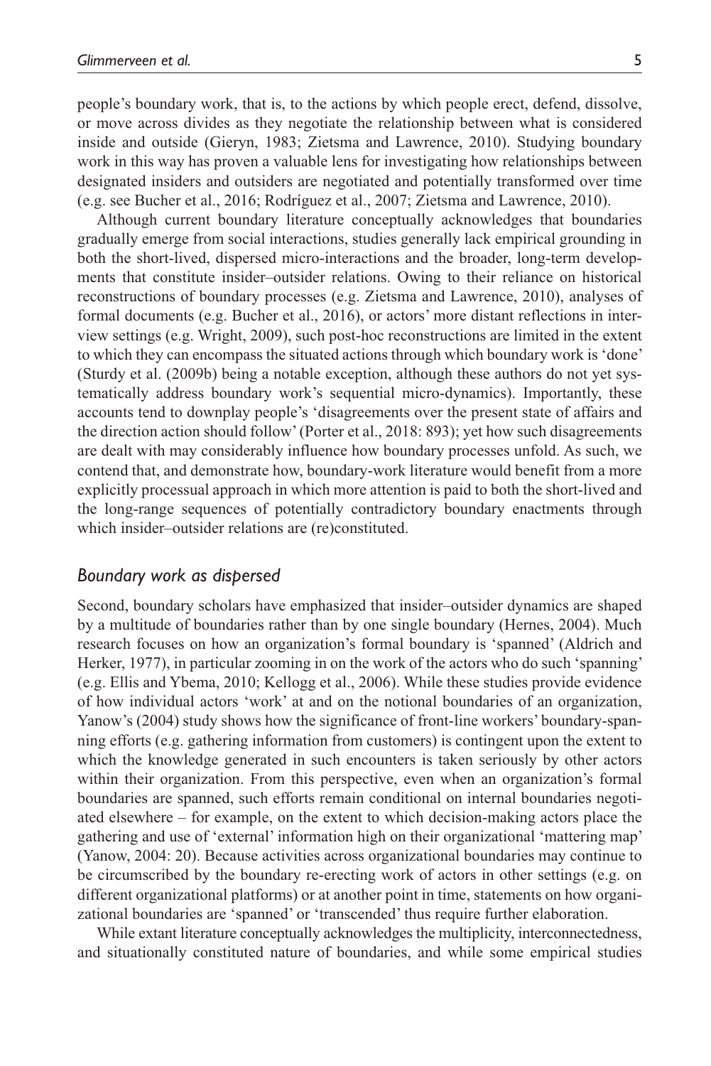people's boundary work, that is, to the actions by which people erect, defend, dissolve, or move across divides as they negotiate the relationship between what is considered inside and outside (Gieryn, 1983; Zietsma and Lawrence, 2010). Studying boundary work in this way has proven a valuable lens for investigating how relationships between designated insiders and outsiders are negotiated and potentially transformed over time (e.g. see Bucher et al., 2016; Rodríguez et al., 2007; Zietsma and Lawrence, 2010).

Although current boundary literature conceptually acknowledges that boundaries gradually emerge from social interactions, studies generally lack empirical grounding in both the short-lived, dispersed micro-interactions and the broader, long-term developments that constitute insider–outsider relations. Owing to their reliance on historical reconstructions of boundary processes (e.g. Zietsma and Lawrence, 2010), analyses of formal documents (e.g. Bucher et al., 2016), or actors' more distant reflections in interview settings (e.g. Wright, 2009), such post-hoc reconstructions are limited in the extent to which they can encompass the situated actions through which boundary work is 'done' (Sturdy et al. (2009b) being a notable exception, although these authors do not yet systematically address boundary work's sequential micro-dynamics). Importantly, these accounts tend to downplay people's 'disagreements over the present state of affairs and the direction action should follow' (Porter et al., 2018: 893); yet how such disagreements are dealt with may considerably influence how boundary processes unfold. As such, we contend that, and demonstrate how, boundary-work literature would benefit from a more explicitly processual approach in which more attention is paid to both the short-lived and the long-range sequences of potentially contradictory boundary enactments through which insider–outsider relations are (re)constituted.

### *Boundary work as dispersed*

Second, boundary scholars have emphasized that insider–outsider dynamics are shaped by a multitude of boundaries rather than by one single boundary (Hernes, 2004). Much research focuses on how an organization's formal boundary is 'spanned' (Aldrich and Herker, 1977), in particular zooming in on the work of the actors who do such 'spanning' (e.g. Ellis and Ybema, 2010; Kellogg et al., 2006). While these studies provide evidence of how individual actors 'work' at and on the notional boundaries of an organization, Yanow's (2004) study shows how the significance of front-line workers' boundary-spanning efforts (e.g. gathering information from customers) is contingent upon the extent to which the knowledge generated in such encounters is taken seriously by other actors within their organization. From this perspective, even when an organization's formal boundaries are spanned, such efforts remain conditional on internal boundaries negotiated elsewhere – for example, on the extent to which decision-making actors place the gathering and use of 'external' information high on their organizational 'mattering map' (Yanow, 2004: 20). Because activities across organizational boundaries may continue to be circumscribed by the boundary re-erecting work of actors in other settings (e.g. on different organizational platforms) or at another point in time, statements on how organizational boundaries are 'spanned' or 'transcended' thus require further elaboration.

While extant literature conceptually acknowledges the multiplicity, interconnectedness, and situationally constituted nature of boundaries, and while some empirical studies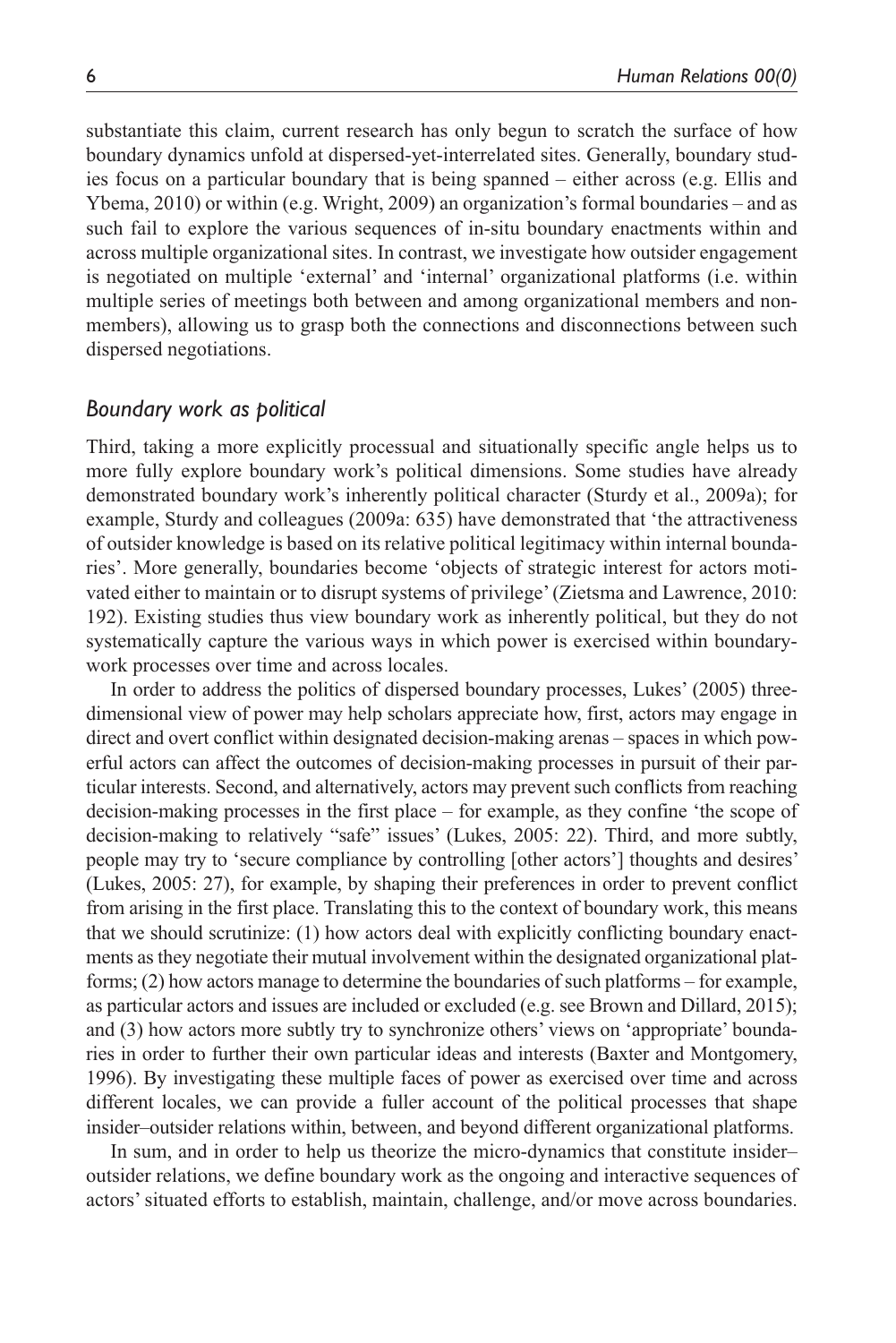substantiate this claim, current research has only begun to scratch the surface of how boundary dynamics unfold at dispersed-yet-interrelated sites. Generally, boundary studies focus on a particular boundary that is being spanned – either across (e.g. Ellis and Ybema, 2010) or within (e.g. Wright, 2009) an organization's formal boundaries – and as such fail to explore the various sequences of in-situ boundary enactments within and across multiple organizational sites. In contrast, we investigate how outsider engagement is negotiated on multiple 'external' and 'internal' organizational platforms (i.e. within multiple series of meetings both between and among organizational members and nonmembers), allowing us to grasp both the connections and disconnections between such dispersed negotiations.

### *Boundary work as political*

Third, taking a more explicitly processual and situationally specific angle helps us to more fully explore boundary work's political dimensions. Some studies have already demonstrated boundary work's inherently political character (Sturdy et al., 2009a); for example, Sturdy and colleagues (2009a: 635) have demonstrated that 'the attractiveness of outsider knowledge is based on its relative political legitimacy within internal boundaries'. More generally, boundaries become 'objects of strategic interest for actors motivated either to maintain or to disrupt systems of privilege' (Zietsma and Lawrence, 2010: 192). Existing studies thus view boundary work as inherently political, but they do not systematically capture the various ways in which power is exercised within boundary-work processes over time and across locales.

In order to address the politics of dispersed boundary processes, Lukes' (2005) three-dimensional view of power may help scholars appreciate how, first, actors may engage in direct and overt conflict within designated decision-making arenas – spaces in which powerful actors can affect the outcomes of decision-making processes in pursuit of their particular interests. Second, and alternatively, actors may prevent such conflicts from reaching decision-making processes in the first place – for example, as they confine 'the scope of decision-making to relatively "safe" issues' (Lukes, 2005: 22). Third, and more subtly, people may try to 'secure compliance by controlling [other actors'] thoughts and desires' (Lukes, 2005: 27), for example, by shaping their preferences in order to prevent conflict from arising in the first place. Translating this to the context of boundary work, this means that we should scrutinize: (1) how actors deal with explicitly conflicting boundary enactments as they negotiate their mutual involvement within the designated organizational platforms; (2) how actors manage to determine the boundaries of such platforms – for example, as particular actors and issues are included or excluded (e.g. see Brown and Dillard, 2015); and (3) how actors more subtly try to synchronize others' views on 'appropriate' boundaries in order to further their own particular ideas and interests (Baxter and Montgomery, 1996). By investigating these multiple faces of power as exercised over time and across different locales, we can provide a fuller account of the political processes that shape insider–outsider relations within, between, and beyond different organizational platforms.

In sum, and in order to help us theorize the micro-dynamics that constitute insider–outsider relations, we define boundary work as the ongoing and interactive sequences of actors' situated efforts to establish, maintain, challenge, and/or move across boundaries.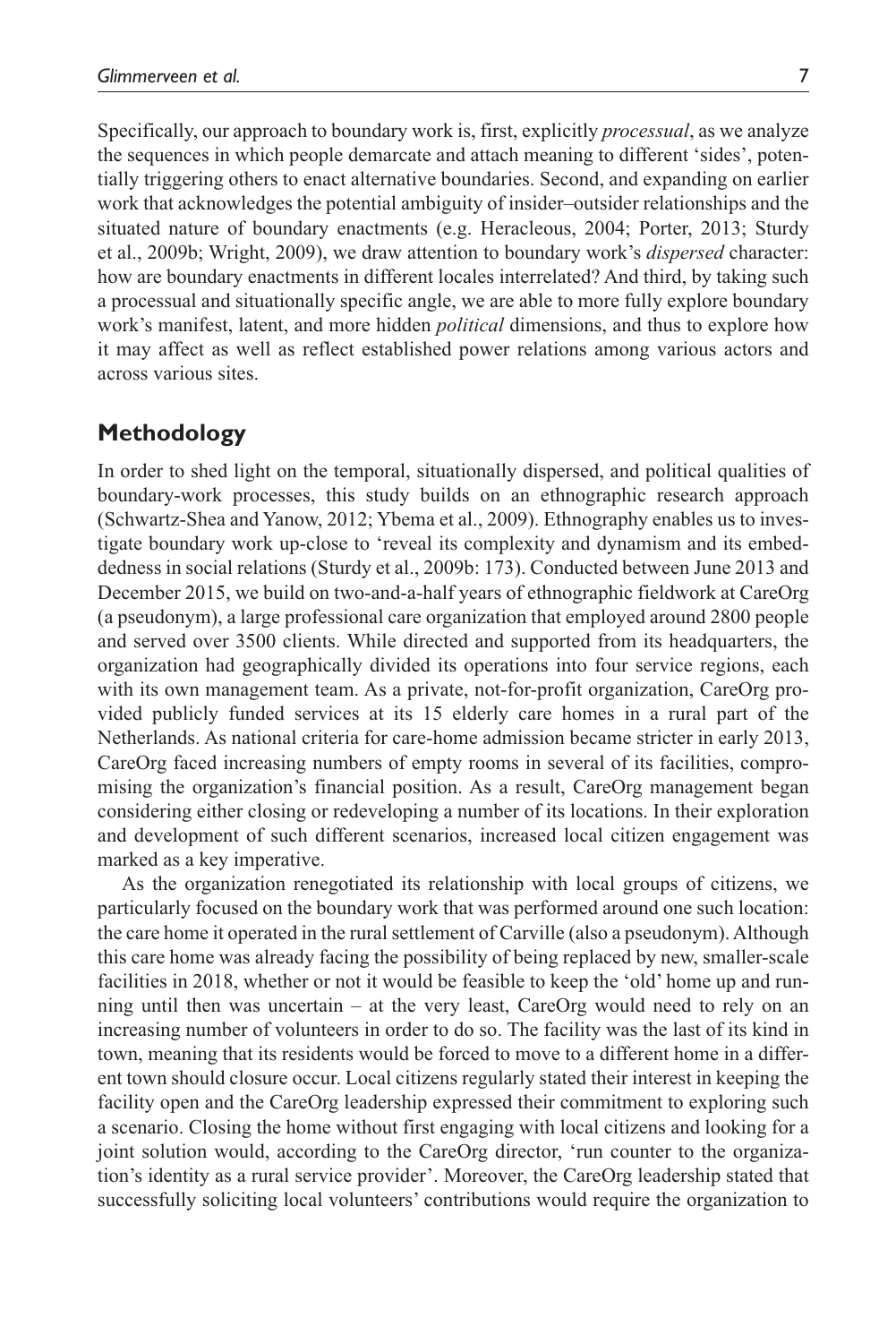Specifically, our approach to boundary work is, first, explicitly *processual*, as we analyze the sequences in which people demarcate and attach meaning to different 'sides', potentially triggering others to enact alternative boundaries. Second, and expanding on earlier work that acknowledges the potential ambiguity of insider–outsider relationships and the situated nature of boundary enactments (e.g. Heracleous, 2004; Porter, 2013; Sturdy et al., 2009b; Wright, 2009), we draw attention to boundary work's *dispersed* character: how are boundary enactments in different locales interrelated? And third, by taking such a processual and situationally specific angle, we are able to more fully explore boundary work's manifest, latent, and more hidden *political* dimensions, and thus to explore how it may affect as well as reflect established power relations among various actors and across various sites.

## Methodology

In order to shed light on the temporal, situationally dispersed, and political qualities of boundary-work processes, this study builds on an ethnographic research approach (Schwartz-Shea and Yanow, 2012; Ybema et al., 2009). Ethnography enables us to investigate boundary work up-close to 'reveal its complexity and dynamism and its embeddedness in social relations (Sturdy et al., 2009b: 173). Conducted between June 2013 and December 2015, we build on two-and-a-half years of ethnographic fieldwork at CareOrg (a pseudonym), a large professional care organization that employed around 2800 people and served over 3500 clients. While directed and supported from its headquarters, the organization had geographically divided its operations into four service regions, each with its own management team. As a private, not-for-profit organization, CareOrg provided publicly funded services at its 15 elderly care homes in a rural part of the Netherlands. As national criteria for care-home admission became stricter in early 2013, CareOrg faced increasing numbers of empty rooms in several of its facilities, compromising the organization's financial position. As a result, CareOrg management began considering either closing or redeveloping a number of its locations. In their exploration and development of such different scenarios, increased local citizen engagement was marked as a key imperative.

As the organization renegotiated its relationship with local groups of citizens, we particularly focused on the boundary work that was performed around one such location: the care home it operated in the rural settlement of Carville (also a pseudonym). Although this care home was already facing the possibility of being replaced by new, smaller-scale facilities in 2018, whether or not it would be feasible to keep the 'old' home up and running until then was uncertain – at the very least, CareOrg would need to rely on an increasing number of volunteers in order to do so. The facility was the last of its kind in town, meaning that its residents would be forced to move to a different home in a different town should closure occur. Local citizens regularly stated their interest in keeping the facility open and the CareOrg leadership expressed their commitment to exploring such a scenario. Closing the home without first engaging with local citizens and looking for a joint solution would, according to the CareOrg director, 'run counter to the organization's identity as a rural service provider'. Moreover, the CareOrg leadership stated that successfully soliciting local volunteers' contributions would require the organization to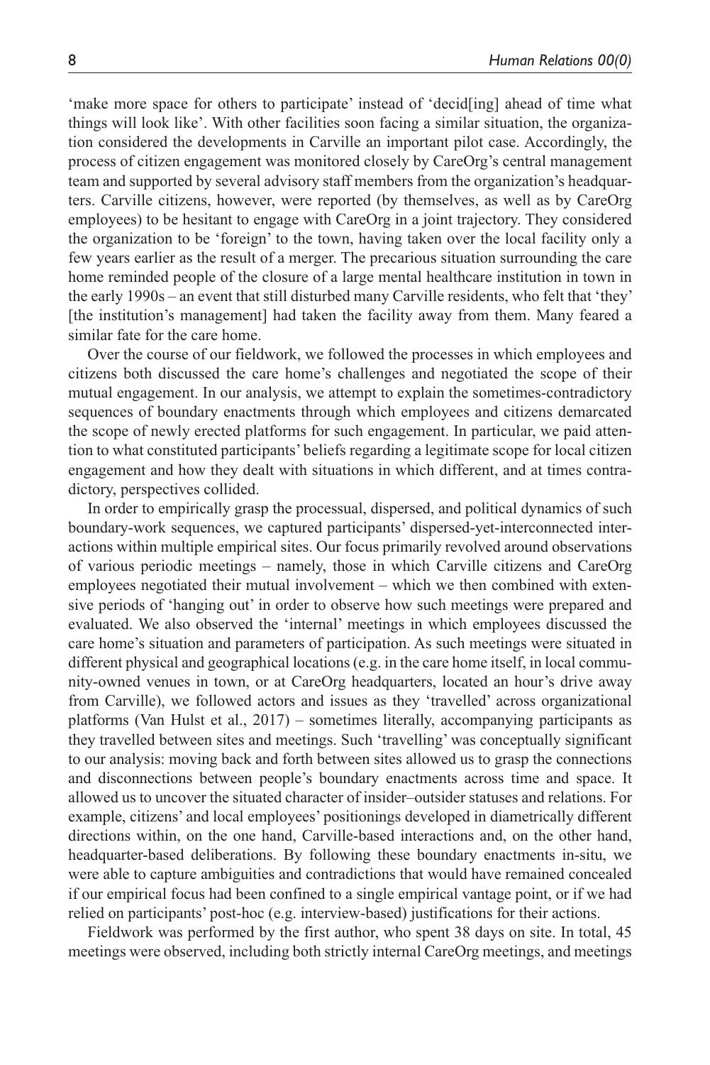'make more space for others to participate' instead of 'decid[ing] ahead of time what things will look like'. With other facilities soon facing a similar situation, the organization considered the developments in Carville an important pilot case. Accordingly, the process of citizen engagement was monitored closely by CareOrg's central management team and supported by several advisory staff members from the organization's headquarters. Carville citizens, however, were reported (by themselves, as well as by CareOrg employees) to be hesitant to engage with CareOrg in a joint trajectory. They considered the organization to be 'foreign' to the town, having taken over the local facility only a few years earlier as the result of a merger. The precarious situation surrounding the care home reminded people of the closure of a large mental healthcare institution in town in the early 1990s – an event that still disturbed many Carville residents, who felt that 'they' [the institution's management] had taken the facility away from them. Many feared a similar fate for the care home.

Over the course of our fieldwork, we followed the processes in which employees and citizens both discussed the care home's challenges and negotiated the scope of their mutual engagement. In our analysis, we attempt to explain the sometimes-contradictory sequences of boundary enactments through which employees and citizens demarcated the scope of newly erected platforms for such engagement. In particular, we paid attention to what constituted participants' beliefs regarding a legitimate scope for local citizen engagement and how they dealt with situations in which different, and at times contradictory, perspectives collided.

In order to empirically grasp the processual, dispersed, and political dynamics of such boundary-work sequences, we captured participants' dispersed-yet-interconnected interactions within multiple empirical sites. Our focus primarily revolved around observations of various periodic meetings – namely, those in which Carville citizens and CareOrg employees negotiated their mutual involvement – which we then combined with extensive periods of 'hanging out' in order to observe how such meetings were prepared and evaluated. We also observed the 'internal' meetings in which employees discussed the care home's situation and parameters of participation. As such meetings were situated in different physical and geographical locations (e.g. in the care home itself, in local community-owned venues in town, or at CareOrg headquarters, located an hour's drive away from Carville), we followed actors and issues as they 'travelled' across organizational platforms (Van Hulst et al., 2017) – sometimes literally, accompanying participants as they travelled between sites and meetings. Such 'travelling' was conceptually significant to our analysis: moving back and forth between sites allowed us to grasp the connections and disconnections between people's boundary enactments across time and space. It allowed us to uncover the situated character of insider–outsider statuses and relations. For example, citizens' and local employees' positionings developed in diametrically different directions within, on the one hand, Carville-based interactions and, on the other hand, headquarter-based deliberations. By following these boundary enactments in-situ, we were able to capture ambiguities and contradictions that would have remained concealed if our empirical focus had been confined to a single empirical vantage point, or if we had relied on participants' post-hoc (e.g. interview-based) justifications for their actions.

Fieldwork was performed by the first author, who spent 38 days on site. In total, 45 meetings were observed, including both strictly internal CareOrg meetings, and meetings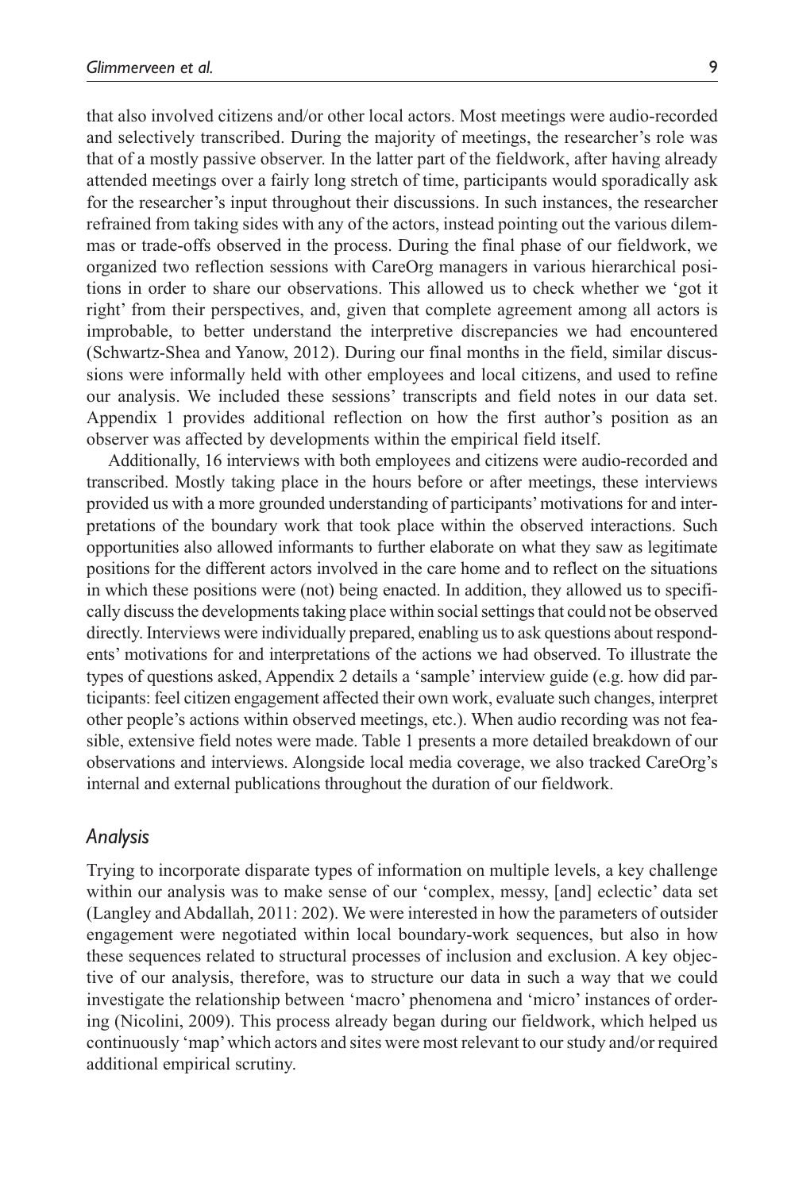that also involved citizens and/or other local actors. Most meetings were audio-recorded and selectively transcribed. During the majority of meetings, the researcher's role was that of a mostly passive observer. In the latter part of the fieldwork, after having already attended meetings over a fairly long stretch of time, participants would sporadically ask for the researcher's input throughout their discussions. In such instances, the researcher refrained from taking sides with any of the actors, instead pointing out the various dilemmas or trade-offs observed in the process. During the final phase of our fieldwork, we organized two reflection sessions with CareOrg managers in various hierarchical positions in order to share our observations. This allowed us to check whether we 'got it right' from their perspectives, and, given that complete agreement among all actors is improbable, to better understand the interpretive discrepancies we had encountered (Schwartz-Shea and Yanow, 2012). During our final months in the field, similar discussions were informally held with other employees and local citizens, and used to refine our analysis. We included these sessions' transcripts and field notes in our data set. Appendix 1 provides additional reflection on how the first author's position as an observer was affected by developments within the empirical field itself.

Additionally, 16 interviews with both employees and citizens were audio-recorded and transcribed. Mostly taking place in the hours before or after meetings, these interviews provided us with a more grounded understanding of participants' motivations for and interpretations of the boundary work that took place within the observed interactions. Such opportunities also allowed informants to further elaborate on what they saw as legitimate positions for the different actors involved in the care home and to reflect on the situations in which these positions were (not) being enacted. In addition, they allowed us to specifically discuss the developments taking place within social settings that could not be observed directly. Interviews were individually prepared, enabling us to ask questions about respondents' motivations for and interpretations of the actions we had observed. To illustrate the types of questions asked, Appendix 2 details a 'sample' interview guide (e.g. how did participants: feel citizen engagement affected their own work, evaluate such changes, interpret other people's actions within observed meetings, etc.). When audio recording was not feasible, extensive field notes were made. Table 1 presents a more detailed breakdown of our observations and interviews. Alongside local media coverage, we also tracked CareOrg's internal and external publications throughout the duration of our fieldwork.

## *Analysis*

Trying to incorporate disparate types of information on multiple levels, a key challenge within our analysis was to make sense of our 'complex, messy, [and] eclectic' data set (Langley and Abdallah, 2011: 202). We were interested in how the parameters of outsider engagement were negotiated within local boundary-work sequences, but also in how these sequences related to structural processes of inclusion and exclusion. A key objective of our analysis, therefore, was to structure our data in such a way that we could investigate the relationship between 'macro' phenomena and 'micro' instances of ordering (Nicolini, 2009). This process already began during our fieldwork, which helped us continuously 'map' which actors and sites were most relevant to our study and/or required additional empirical scrutiny.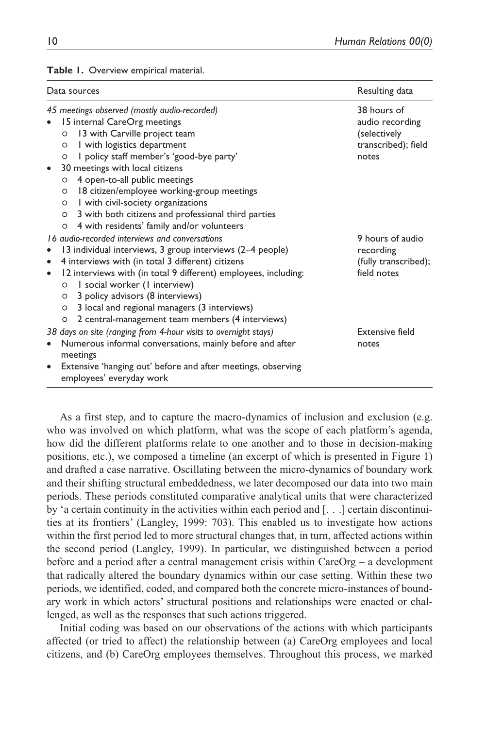**Table 1.** Overview empirical material.

| Data sources | Resulting data |
|---|---|
| *45 meetings observed (mostly audio-recorded)*<br>• 15 internal CareOrg meetings<br>  ○ 13 with Carville project team<br>  ○ 1 with logistics department<br>  ○ 1 policy staff member's 'good-bye party'<br>• 30 meetings with local citizens<br>  ○ 4 open-to-all public meetings<br>  ○ 18 citizen/employee working-group meetings<br>  ○ 1 with civil-society organizations<br>  ○ 3 with both citizens and professional third parties<br>  ○ 4 with residents' family and/or volunteers | 38 hours of audio recording (selectively transcribed); field notes |
| *16 audio-recorded interviews and conversations*<br>• 13 individual interviews, 3 group interviews (2–4 people)<br>• 4 interviews with (in total 3 different) citizens<br>• 12 interviews with (in total 9 different) employees, including:<br>  ○ 1 social worker (1 interview)<br>  ○ 3 policy advisors (8 interviews)<br>  ○ 3 local and regional managers (3 interviews)<br>  ○ 2 central-management team members (4 interviews) | 9 hours of audio recording (fully transcribed); field notes |
| *38 days on site (ranging from 4-hour visits to overnight stays)*<br>• Numerous informal conversations, mainly before and after meetings<br>• Extensive 'hanging out' before and after meetings, observing employees' everyday work | Extensive field notes |

As a first step, and to capture the macro-dynamics of inclusion and exclusion (e.g. who was involved on which platform, what was the scope of each platform's agenda, how did the different platforms relate to one another and to those in decision-making positions, etc.), we composed a timeline (an excerpt of which is presented in Figure 1) and drafted a case narrative. Oscillating between the micro-dynamics of boundary work and their shifting structural embeddedness, we later decomposed our data into two main periods. These periods constituted comparative analytical units that were characterized by 'a certain continuity in the activities within each period and [. . .] certain discontinuities at its frontiers' (Langley, 1999: 703). This enabled us to investigate how actions within the first period led to more structural changes that, in turn, affected actions within the second period (Langley, 1999). In particular, we distinguished between a period before and a period after a central management crisis within CareOrg – a development that radically altered the boundary dynamics within our case setting. Within these two periods, we identified, coded, and compared both the concrete micro-instances of boundary work in which actors' structural positions and relationships were enacted or challenged, as well as the responses that such actions triggered.

Initial coding was based on our observations of the actions with which participants affected (or tried to affect) the relationship between (a) CareOrg employees and local citizens, and (b) CareOrg employees themselves. Throughout this process, we marked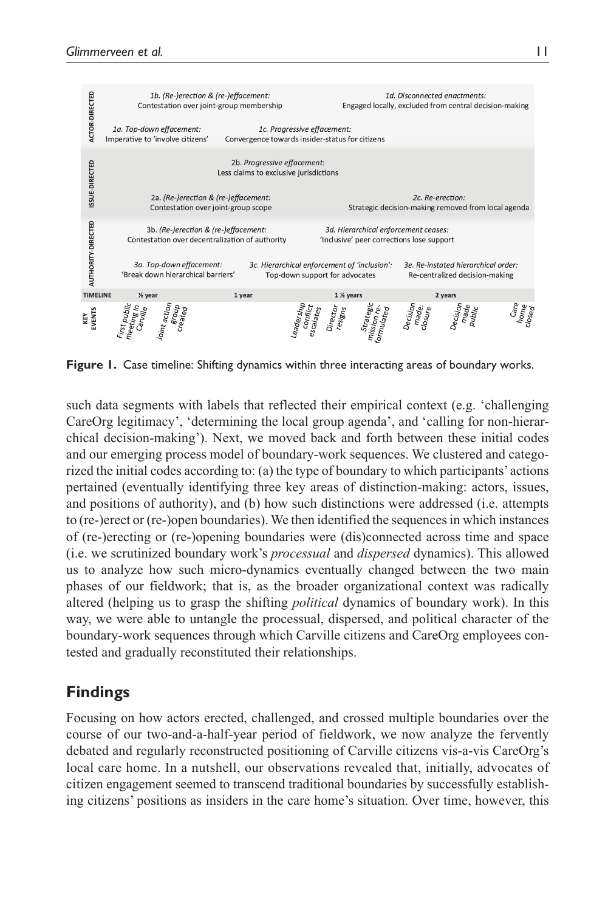| | | |
|---|---|---|
| **ACTOR-DIRECTED** | *1b. (Re-)erection & (re-)effacement:* Contestation over joint-group membership | *1d. Disconnected enactments:* Engaged locally, excluded from central decision-making |
| | *1a. Top-down effacement:* Imperative to 'involve citizens' | *1c. Progressive effacement:* Convergence towards insider-status for citizens |
| **ISSUE-DIRECTED** | *2b. Progressive effacement:* Less claims to exclusive jurisdictions | |
| | *2a. (Re-)erection & (re-)effacement:* Contestation over joint-group scope | *2c. Re-erection:* Strategic decision-making removed from local agenda |
| **AUTHORITY-DIRECTED** | *3b. (Re-)erection & (re-)effacement:* Contestation over decentralization of authority | *3d. Hierarchical enforcement ceases:* 'Inclusive' peer corrections lose support |
| | *3a. Top-down effacement:* 'Break down hierarchical barriers' | *3c. Hierarchical enforcement of 'inclusion':* Top-down support for advocates; *3e. Re-instated hierarchical order:* Re-centralized decision-making |

**TIMELINE:** ½ year — 1 year — 1 ½ years — 2 years

**KEY EVENTS:** First public meeting in Carville; Joint action group created; Leadership conflict escalates; Director resigns; Strategic mission re-formulated; Decision made: closure; Decision made public; Care home closed

**Figure 1.** Case timeline: Shifting dynamics within three interacting areas of boundary works.

such data segments with labels that reflected their empirical context (e.g. 'challenging CareOrg legitimacy', 'determining the local group agenda', and 'calling for non-hierarchical decision-making'). Next, we moved back and forth between these initial codes and our emerging process model of boundary-work sequences. We clustered and categorized the initial codes according to: (a) the type of boundary to which participants' actions pertained (eventually identifying three key areas of distinction-making: actors, issues, and positions of authority), and (b) how such distinctions were addressed (i.e. attempts to (re-)erect or (re-)open boundaries). We then identified the sequences in which instances of (re-)erecting or (re-)opening boundaries were (dis)connected across time and space (i.e. we scrutinized boundary work's *processual* and *dispersed* dynamics). This allowed us to analyze how such micro-dynamics eventually changed between the two main phases of our fieldwork; that is, as the broader organizational context was radically altered (helping us to grasp the shifting *political* dynamics of boundary work). In this way, we were able to untangle the processual, dispersed, and political character of the boundary-work sequences through which Carville citizens and CareOrg employees contested and gradually reconstituted their relationships.

## Findings

Focusing on how actors erected, challenged, and crossed multiple boundaries over the course of our two-and-a-half-year period of fieldwork, we now analyze the fervently debated and regularly reconstructed positioning of Carville citizens vis-a-vis CareOrg's local care home. In a nutshell, our observations revealed that, initially, advocates of citizen engagement seemed to transcend traditional boundaries by successfully establishing citizens' positions as insiders in the care home's situation. Over time, however, this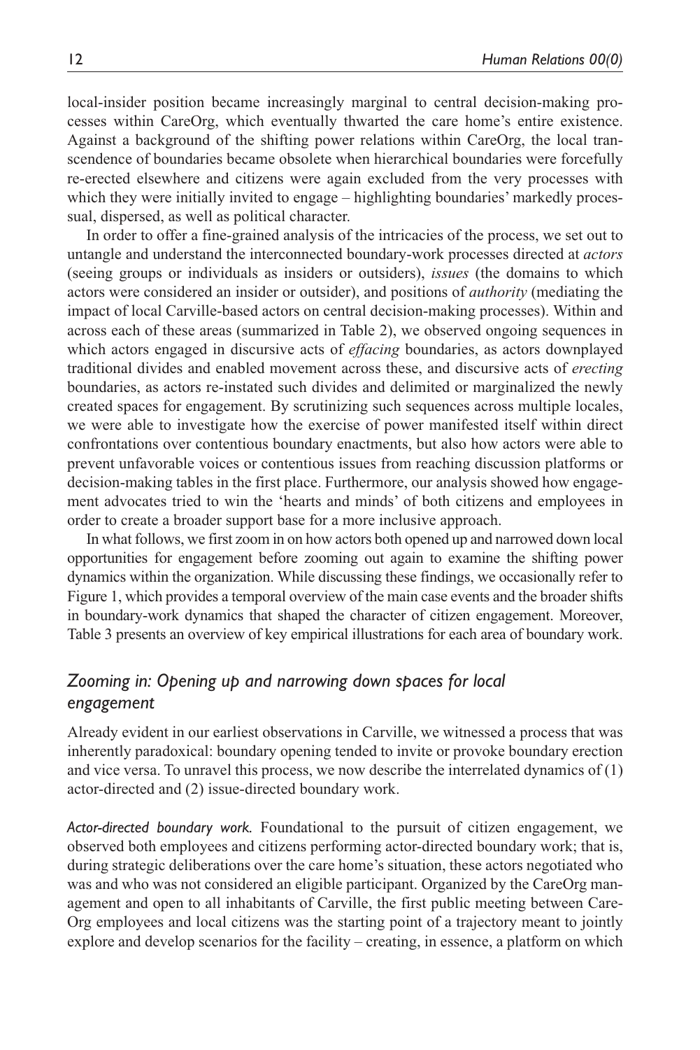local-insider position became increasingly marginal to central decision-making processes within CareOrg, which eventually thwarted the care home's entire existence. Against a background of the shifting power relations within CareOrg, the local transcendence of boundaries became obsolete when hierarchical boundaries were forcefully re-erected elsewhere and citizens were again excluded from the very processes with which they were initially invited to engage – highlighting boundaries' markedly processual, dispersed, as well as political character.

In order to offer a fine-grained analysis of the intricacies of the process, we set out to untangle and understand the interconnected boundary-work processes directed at *actors* (seeing groups or individuals as insiders or outsiders), *issues* (the domains to which actors were considered an insider or outsider), and positions of *authority* (mediating the impact of local Carville-based actors on central decision-making processes). Within and across each of these areas (summarized in Table 2), we observed ongoing sequences in which actors engaged in discursive acts of *effacing* boundaries, as actors downplayed traditional divides and enabled movement across these, and discursive acts of *erecting* boundaries, as actors re-instated such divides and delimited or marginalized the newly created spaces for engagement. By scrutinizing such sequences across multiple locales, we were able to investigate how the exercise of power manifested itself within direct confrontations over contentious boundary enactments, but also how actors were able to prevent unfavorable voices or contentious issues from reaching discussion platforms or decision-making tables in the first place. Furthermore, our analysis showed how engagement advocates tried to win the 'hearts and minds' of both citizens and employees in order to create a broader support base for a more inclusive approach.

In what follows, we first zoom in on how actors both opened up and narrowed down local opportunities for engagement before zooming out again to examine the shifting power dynamics within the organization. While discussing these findings, we occasionally refer to Figure 1, which provides a temporal overview of the main case events and the broader shifts in boundary-work dynamics that shaped the character of citizen engagement. Moreover, Table 3 presents an overview of key empirical illustrations for each area of boundary work.

## *Zooming in: Opening up and narrowing down spaces for local engagement*

Already evident in our earliest observations in Carville, we witnessed a process that was inherently paradoxical: boundary opening tended to invite or provoke boundary erection and vice versa. To unravel this process, we now describe the interrelated dynamics of (1) actor-directed and (2) issue-directed boundary work.

*Actor-directed boundary work.* Foundational to the pursuit of citizen engagement, we observed both employees and citizens performing actor-directed boundary work; that is, during strategic deliberations over the care home's situation, these actors negotiated who was and who was not considered an eligible participant. Organized by the CareOrg management and open to all inhabitants of Carville, the first public meeting between CareOrg employees and local citizens was the starting point of a trajectory meant to jointly explore and develop scenarios for the facility – creating, in essence, a platform on which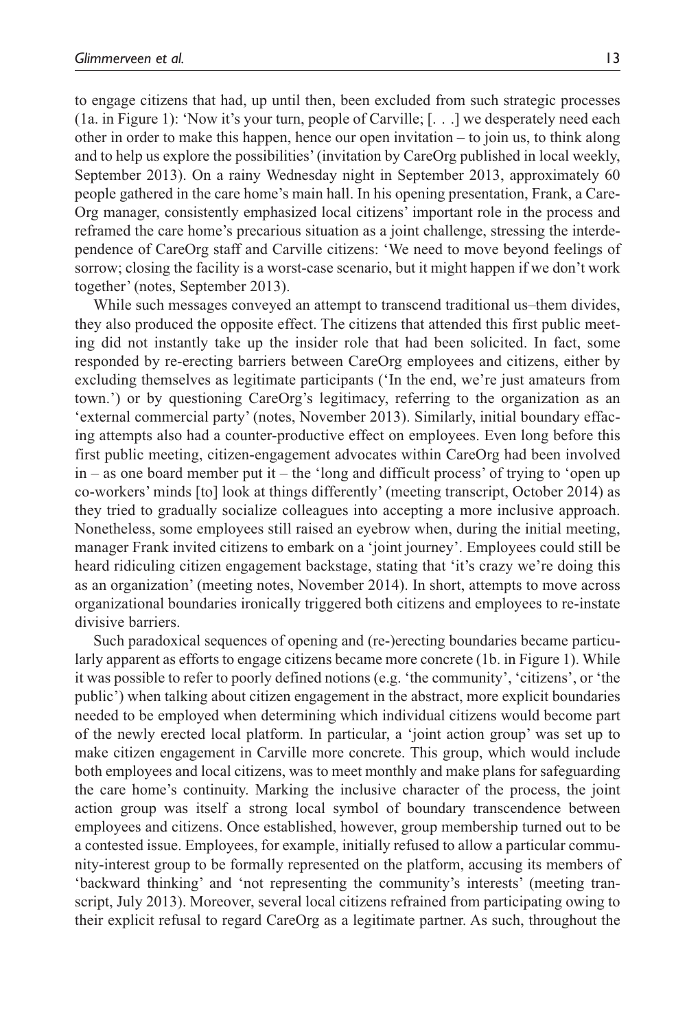to engage citizens that had, up until then, been excluded from such strategic processes (1a. in Figure 1): 'Now it's your turn, people of Carville; [. . .] we desperately need each other in order to make this happen, hence our open invitation – to join us, to think along and to help us explore the possibilities' (invitation by CareOrg published in local weekly, September 2013). On a rainy Wednesday night in September 2013, approximately 60 people gathered in the care home's main hall. In his opening presentation, Frank, a CareOrg manager, consistently emphasized local citizens' important role in the process and reframed the care home's precarious situation as a joint challenge, stressing the interdependence of CareOrg staff and Carville citizens: 'We need to move beyond feelings of sorrow; closing the facility is a worst-case scenario, but it might happen if we don't work together' (notes, September 2013).

While such messages conveyed an attempt to transcend traditional us–them divides, they also produced the opposite effect. The citizens that attended this first public meeting did not instantly take up the insider role that had been solicited. In fact, some responded by re-erecting barriers between CareOrg employees and citizens, either by excluding themselves as legitimate participants ('In the end, we're just amateurs from town.') or by questioning CareOrg's legitimacy, referring to the organization as an 'external commercial party' (notes, November 2013). Similarly, initial boundary effacing attempts also had a counter-productive effect on employees. Even long before this first public meeting, citizen-engagement advocates within CareOrg had been involved in – as one board member put it – the 'long and difficult process' of trying to 'open up co-workers' minds [to] look at things differently' (meeting transcript, October 2014) as they tried to gradually socialize colleagues into accepting a more inclusive approach. Nonetheless, some employees still raised an eyebrow when, during the initial meeting, manager Frank invited citizens to embark on a 'joint journey'. Employees could still be heard ridiculing citizen engagement backstage, stating that 'it's crazy we're doing this as an organization' (meeting notes, November 2014). In short, attempts to move across organizational boundaries ironically triggered both citizens and employees to re-instate divisive barriers.

Such paradoxical sequences of opening and (re-)erecting boundaries became particularly apparent as efforts to engage citizens became more concrete (1b. in Figure 1). While it was possible to refer to poorly defined notions (e.g. 'the community', 'citizens', or 'the public') when talking about citizen engagement in the abstract, more explicit boundaries needed to be employed when determining which individual citizens would become part of the newly erected local platform. In particular, a 'joint action group' was set up to make citizen engagement in Carville more concrete. This group, which would include both employees and local citizens, was to meet monthly and make plans for safeguarding the care home's continuity. Marking the inclusive character of the process, the joint action group was itself a strong local symbol of boundary transcendence between employees and citizens. Once established, however, group membership turned out to be a contested issue. Employees, for example, initially refused to allow a particular community-interest group to be formally represented on the platform, accusing its members of 'backward thinking' and 'not representing the community's interests' (meeting transcript, July 2013). Moreover, several local citizens refrained from participating owing to their explicit refusal to regard CareOrg as a legitimate partner. As such, throughout the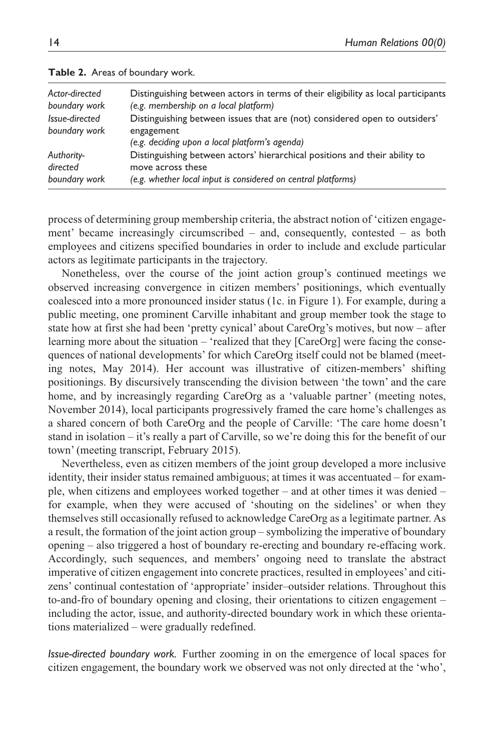**Table 2.** Areas of boundary work.

| | |
|---|---|
| *Actor-directed boundary work* | Distinguishing between actors in terms of their eligibility as local participants *(e.g. membership on a local platform)* |
| *Issue-directed boundary work* | Distinguishing between issues that are (not) considered open to outsiders' engagement *(e.g. deciding upon a local platform's agenda)* |
| *Authority-directed boundary work* | Distinguishing between actors' hierarchical positions and their ability to move across these *(e.g. whether local input is considered on central platforms)* |

process of determining group membership criteria, the abstract notion of 'citizen engagement' became increasingly circumscribed – and, consequently, contested – as both employees and citizens specified boundaries in order to include and exclude particular actors as legitimate participants in the trajectory.

Nonetheless, over the course of the joint action group's continued meetings we observed increasing convergence in citizen members' positionings, which eventually coalesced into a more pronounced insider status (1c. in Figure 1). For example, during a public meeting, one prominent Carville inhabitant and group member took the stage to state how at first she had been 'pretty cynical' about CareOrg's motives, but now – after learning more about the situation – 'realized that they [CareOrg] were facing the consequences of national developments' for which CareOrg itself could not be blamed (meeting notes, May 2014). Her account was illustrative of citizen-members' shifting positionings. By discursively transcending the division between 'the town' and the care home, and by increasingly regarding CareOrg as a 'valuable partner' (meeting notes, November 2014), local participants progressively framed the care home's challenges as a shared concern of both CareOrg and the people of Carville: 'The care home doesn't stand in isolation – it's really a part of Carville, so we're doing this for the benefit of our town' (meeting transcript, February 2015).

Nevertheless, even as citizen members of the joint group developed a more inclusive identity, their insider status remained ambiguous; at times it was accentuated – for example, when citizens and employees worked together – and at other times it was denied – for example, when they were accused of 'shouting on the sidelines' or when they themselves still occasionally refused to acknowledge CareOrg as a legitimate partner. As a result, the formation of the joint action group – symbolizing the imperative of boundary opening – also triggered a host of boundary re-erecting and boundary re-effacing work. Accordingly, such sequences, and members' ongoing need to translate the abstract imperative of citizen engagement into concrete practices, resulted in employees' and citizens' continual contestation of 'appropriate' insider–outsider relations. Throughout this to-and-fro of boundary opening and closing, their orientations to citizen engagement – including the actor, issue, and authority-directed boundary work in which these orientations materialized – were gradually redefined.

*Issue-directed boundary work.* Further zooming in on the emergence of local spaces for citizen engagement, the boundary work we observed was not only directed at the 'who',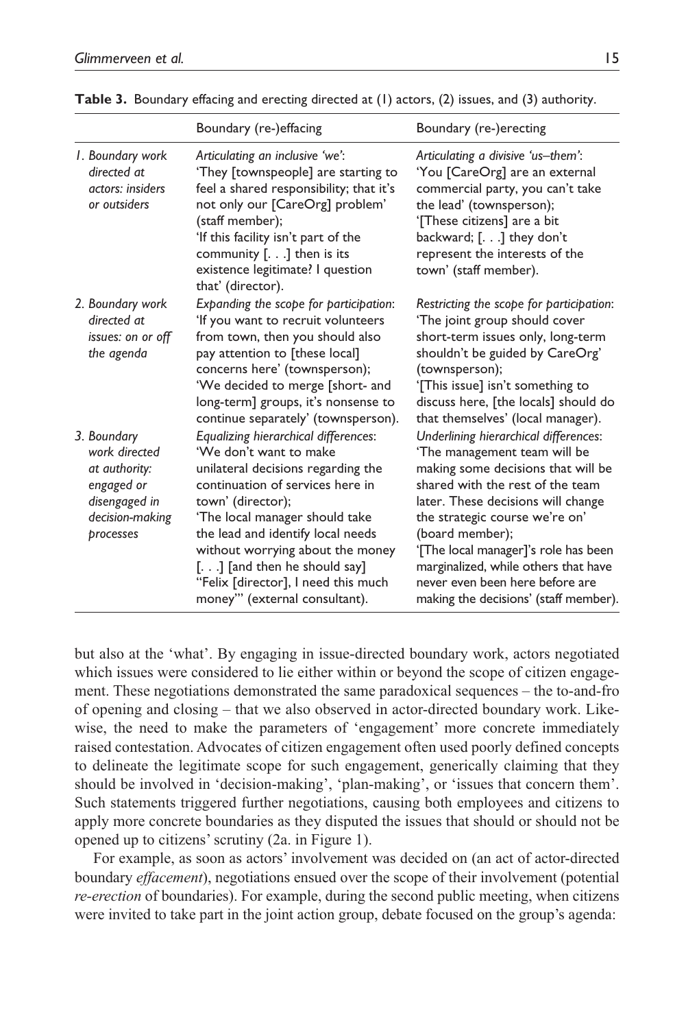**Table 3.** Boundary effacing and erecting directed at (1) actors, (2) issues, and (3) authority.

| | Boundary (re-)effacing | Boundary (re-)erecting |
|---|---|---|
| *1. Boundary work directed at actors: insiders or outsiders* | *Articulating an inclusive 'we'*: 'They [townspeople] are starting to feel a shared responsibility; that it's not only our [CareOrg] problem' (staff member); 'If this facility isn't part of the community [. . .] then is its existence legitimate? I question that' (director). | *Articulating a divisive 'us–them'*: 'You [CareOrg] are an external commercial party, you can't take the lead' (townsperson); '[These citizens] are a bit backward; [. . .] they don't represent the interests of the town' (staff member). |
| *2. Boundary work directed at issues: on or off the agenda* | *Expanding the scope for participation*: 'If you want to recruit volunteers from town, then you should also pay attention to [these local] concerns here' (townsperson); 'We decided to merge [short- and long-term] groups, it's nonsense to continue separately' (townsperson). | *Restricting the scope for participation*: 'The joint group should cover short-term issues only, long-term shouldn't be guided by CareOrg' (townsperson); '[This issue] isn't something to discuss here, [the locals] should do that themselves' (local manager). |
| *3. Boundary work directed at authority: engaged or disengaged in decision-making processes* | *Equalizing hierarchical differences*: 'We don't want to make unilateral decisions regarding the continuation of services here in town' (director); 'The local manager should take the lead and identify local needs without worrying about the money [. . .] [and then he should say] "Felix [director], I need this much money"' (external consultant). | *Underlining hierarchical differences*: 'The management team will be making some decisions that will be shared with the rest of the team later. These decisions will change the strategic course we're on' (board member); '[The local manager]'s role has been marginalized, while others that have never even been here before are making the decisions' (staff member). |

but also at the 'what'. By engaging in issue-directed boundary work, actors negotiated which issues were considered to lie either within or beyond the scope of citizen engagement. These negotiations demonstrated the same paradoxical sequences – the to-and-fro of opening and closing – that we also observed in actor-directed boundary work. Likewise, the need to make the parameters of 'engagement' more concrete immediately raised contestation. Advocates of citizen engagement often used poorly defined concepts to delineate the legitimate scope for such engagement, generically claiming that they should be involved in 'decision-making', 'plan-making', or 'issues that concern them'. Such statements triggered further negotiations, causing both employees and citizens to apply more concrete boundaries as they disputed the issues that should or should not be opened up to citizens' scrutiny (2a. in Figure 1).

For example, as soon as actors' involvement was decided on (an act of actor-directed boundary *effacement*), negotiations ensued over the scope of their involvement (potential *re-erection* of boundaries). For example, during the second public meeting, when citizens were invited to take part in the joint action group, debate focused on the group's agenda: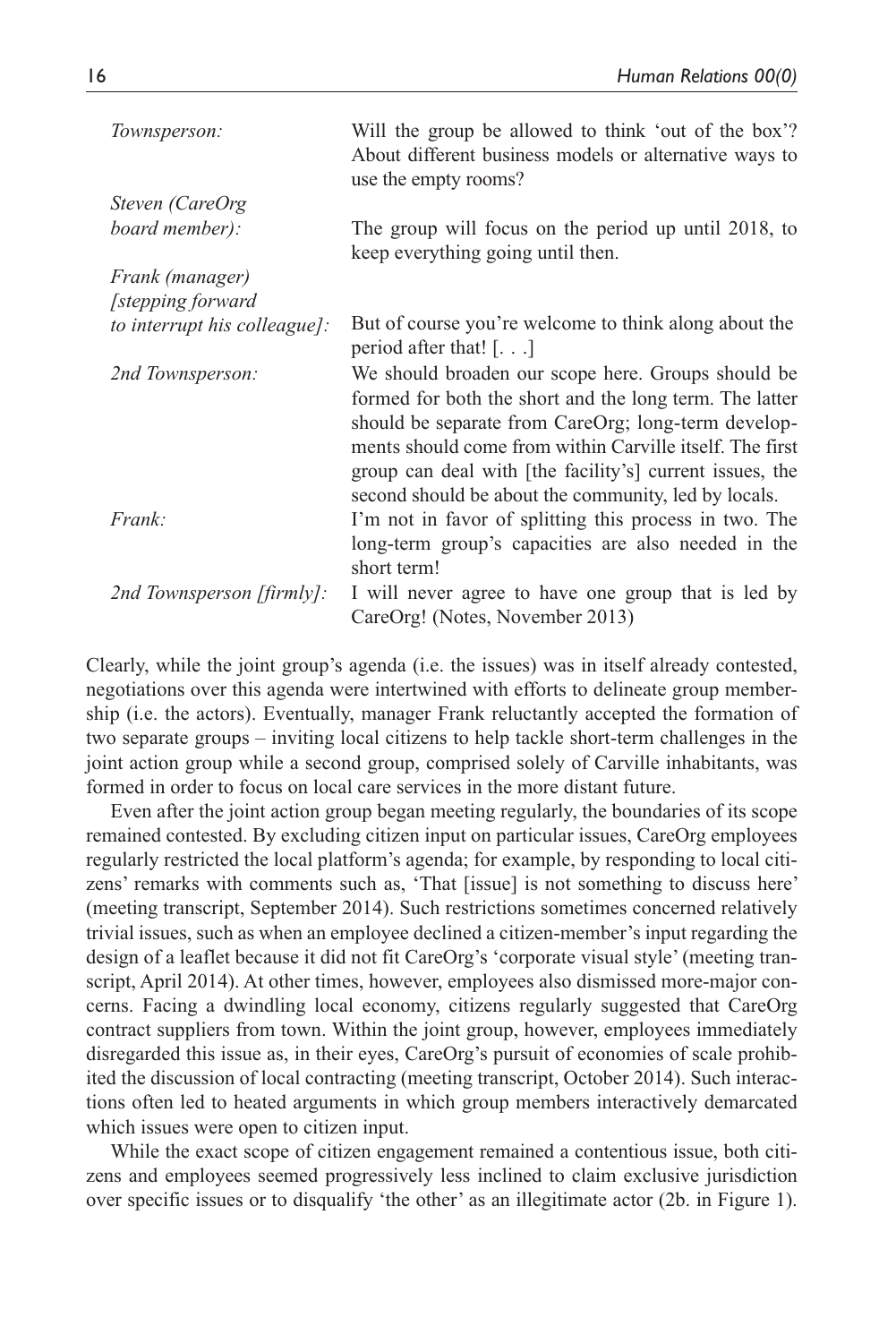*Townsperson:* Will the group be allowed to think 'out of the box'? About different business models or alternative ways to use the empty rooms?

*Steven (CareOrg board member):* The group will focus on the period up until 2018, to keep everything going until then.

*Frank (manager) [stepping forward to interrupt his colleague]:* But of course you're welcome to think along about the period after that! [. . .]

*2nd Townsperson:* We should broaden our scope here. Groups should be formed for both the short and the long term. The latter should be separate from CareOrg; long-term developments should come from within Carville itself. The first group can deal with [the facility's] current issues, the second should be about the community, led by locals.

*Frank:* I'm not in favor of splitting this process in two. The long-term group's capacities are also needed in the short term!

*2nd Townsperson [firmly]:* I will never agree to have one group that is led by CareOrg! (Notes, November 2013)

Clearly, while the joint group's agenda (i.e. the issues) was in itself already contested, negotiations over this agenda were intertwined with efforts to delineate group membership (i.e. the actors). Eventually, manager Frank reluctantly accepted the formation of two separate groups – inviting local citizens to help tackle short-term challenges in the joint action group while a second group, comprised solely of Carville inhabitants, was formed in order to focus on local care services in the more distant future.

Even after the joint action group began meeting regularly, the boundaries of its scope remained contested. By excluding citizen input on particular issues, CareOrg employees regularly restricted the local platform's agenda; for example, by responding to local citizens' remarks with comments such as, 'That [issue] is not something to discuss here' (meeting transcript, September 2014). Such restrictions sometimes concerned relatively trivial issues, such as when an employee declined a citizen-member's input regarding the design of a leaflet because it did not fit CareOrg's 'corporate visual style' (meeting transcript, April 2014). At other times, however, employees also dismissed more-major concerns. Facing a dwindling local economy, citizens regularly suggested that CareOrg contract suppliers from town. Within the joint group, however, employees immediately disregarded this issue as, in their eyes, CareOrg's pursuit of economies of scale prohibited the discussion of local contracting (meeting transcript, October 2014). Such interactions often led to heated arguments in which group members interactively demarcated which issues were open to citizen input.

While the exact scope of citizen engagement remained a contentious issue, both citizens and employees seemed progressively less inclined to claim exclusive jurisdiction over specific issues or to disqualify 'the other' as an illegitimate actor (2b. in Figure 1).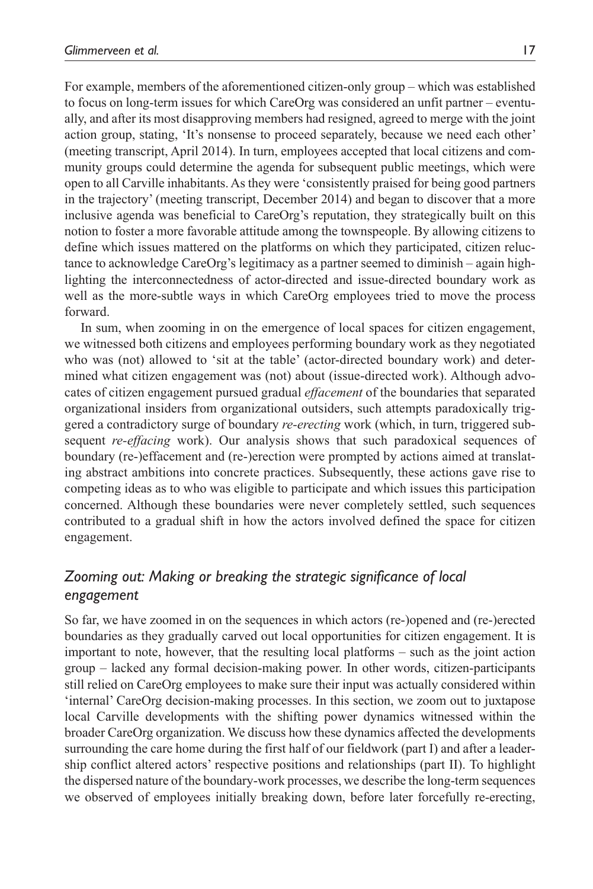For example, members of the aforementioned citizen-only group – which was established to focus on long-term issues for which CareOrg was considered an unfit partner – eventually, and after its most disapproving members had resigned, agreed to merge with the joint action group, stating, 'It's nonsense to proceed separately, because we need each other' (meeting transcript, April 2014). In turn, employees accepted that local citizens and community groups could determine the agenda for subsequent public meetings, which were open to all Carville inhabitants. As they were 'consistently praised for being good partners in the trajectory' (meeting transcript, December 2014) and began to discover that a more inclusive agenda was beneficial to CareOrg's reputation, they strategically built on this notion to foster a more favorable attitude among the townspeople. By allowing citizens to define which issues mattered on the platforms on which they participated, citizen reluctance to acknowledge CareOrg's legitimacy as a partner seemed to diminish – again highlighting the interconnectedness of actor-directed and issue-directed boundary work as well as the more-subtle ways in which CareOrg employees tried to move the process forward.

In sum, when zooming in on the emergence of local spaces for citizen engagement, we witnessed both citizens and employees performing boundary work as they negotiated who was (not) allowed to 'sit at the table' (actor-directed boundary work) and determined what citizen engagement was (not) about (issue-directed work). Although advocates of citizen engagement pursued gradual *effacement* of the boundaries that separated organizational insiders from organizational outsiders, such attempts paradoxically triggered a contradictory surge of boundary *re-erecting* work (which, in turn, triggered subsequent *re-effacing* work). Our analysis shows that such paradoxical sequences of boundary (re-)effacement and (re-)erection were prompted by actions aimed at translating abstract ambitions into concrete practices. Subsequently, these actions gave rise to competing ideas as to who was eligible to participate and which issues this participation concerned. Although these boundaries were never completely settled, such sequences contributed to a gradual shift in how the actors involved defined the space for citizen engagement.

## *Zooming out: Making or breaking the strategic significance of local engagement*

So far, we have zoomed in on the sequences in which actors (re-)opened and (re-)erected boundaries as they gradually carved out local opportunities for citizen engagement. It is important to note, however, that the resulting local platforms – such as the joint action group – lacked any formal decision-making power. In other words, citizen-participants still relied on CareOrg employees to make sure their input was actually considered within 'internal' CareOrg decision-making processes. In this section, we zoom out to juxtapose local Carville developments with the shifting power dynamics witnessed within the broader CareOrg organization. We discuss how these dynamics affected the developments surrounding the care home during the first half of our fieldwork (part I) and after a leadership conflict altered actors' respective positions and relationships (part II). To highlight the dispersed nature of the boundary-work processes, we describe the long-term sequences we observed of employees initially breaking down, before later forcefully re-erecting,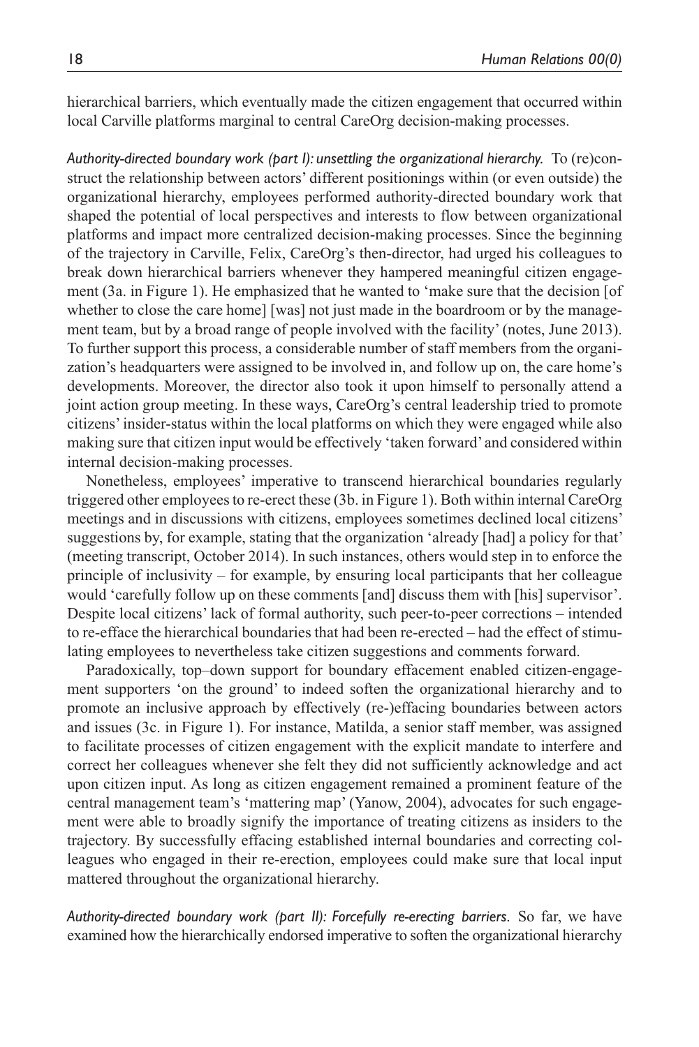hierarchical barriers, which eventually made the citizen engagement that occurred within local Carville platforms marginal to central CareOrg decision-making processes.

*Authority-directed boundary work (part I): unsettling the organizational hierarchy.* To (re)construct the relationship between actors' different positionings within (or even outside) the organizational hierarchy, employees performed authority-directed boundary work that shaped the potential of local perspectives and interests to flow between organizational platforms and impact more centralized decision-making processes. Since the beginning of the trajectory in Carville, Felix, CareOrg's then-director, had urged his colleagues to break down hierarchical barriers whenever they hampered meaningful citizen engagement (3a. in Figure 1). He emphasized that he wanted to 'make sure that the decision [of whether to close the care home] [was] not just made in the boardroom or by the management team, but by a broad range of people involved with the facility' (notes, June 2013). To further support this process, a considerable number of staff members from the organization's headquarters were assigned to be involved in, and follow up on, the care home's developments. Moreover, the director also took it upon himself to personally attend a joint action group meeting. In these ways, CareOrg's central leadership tried to promote citizens' insider-status within the local platforms on which they were engaged while also making sure that citizen input would be effectively 'taken forward' and considered within internal decision-making processes.

Nonetheless, employees' imperative to transcend hierarchical boundaries regularly triggered other employees to re-erect these (3b. in Figure 1). Both within internal CareOrg meetings and in discussions with citizens, employees sometimes declined local citizens' suggestions by, for example, stating that the organization 'already [had] a policy for that' (meeting transcript, October 2014). In such instances, others would step in to enforce the principle of inclusivity – for example, by ensuring local participants that her colleague would 'carefully follow up on these comments [and] discuss them with [his] supervisor'. Despite local citizens' lack of formal authority, such peer-to-peer corrections – intended to re-efface the hierarchical boundaries that had been re-erected – had the effect of stimulating employees to nevertheless take citizen suggestions and comments forward.

Paradoxically, top–down support for boundary effacement enabled citizen-engagement supporters 'on the ground' to indeed soften the organizational hierarchy and to promote an inclusive approach by effectively (re-)effacing boundaries between actors and issues (3c. in Figure 1). For instance, Matilda, a senior staff member, was assigned to facilitate processes of citizen engagement with the explicit mandate to interfere and correct her colleagues whenever she felt they did not sufficiently acknowledge and act upon citizen input. As long as citizen engagement remained a prominent feature of the central management team's 'mattering map' (Yanow, 2004), advocates for such engagement were able to broadly signify the importance of treating citizens as insiders to the trajectory. By successfully effacing established internal boundaries and correcting colleagues who engaged in their re-erection, employees could make sure that local input mattered throughout the organizational hierarchy.

*Authority-directed boundary work (part II): Forcefully re-erecting barriers.* So far, we have examined how the hierarchically endorsed imperative to soften the organizational hierarchy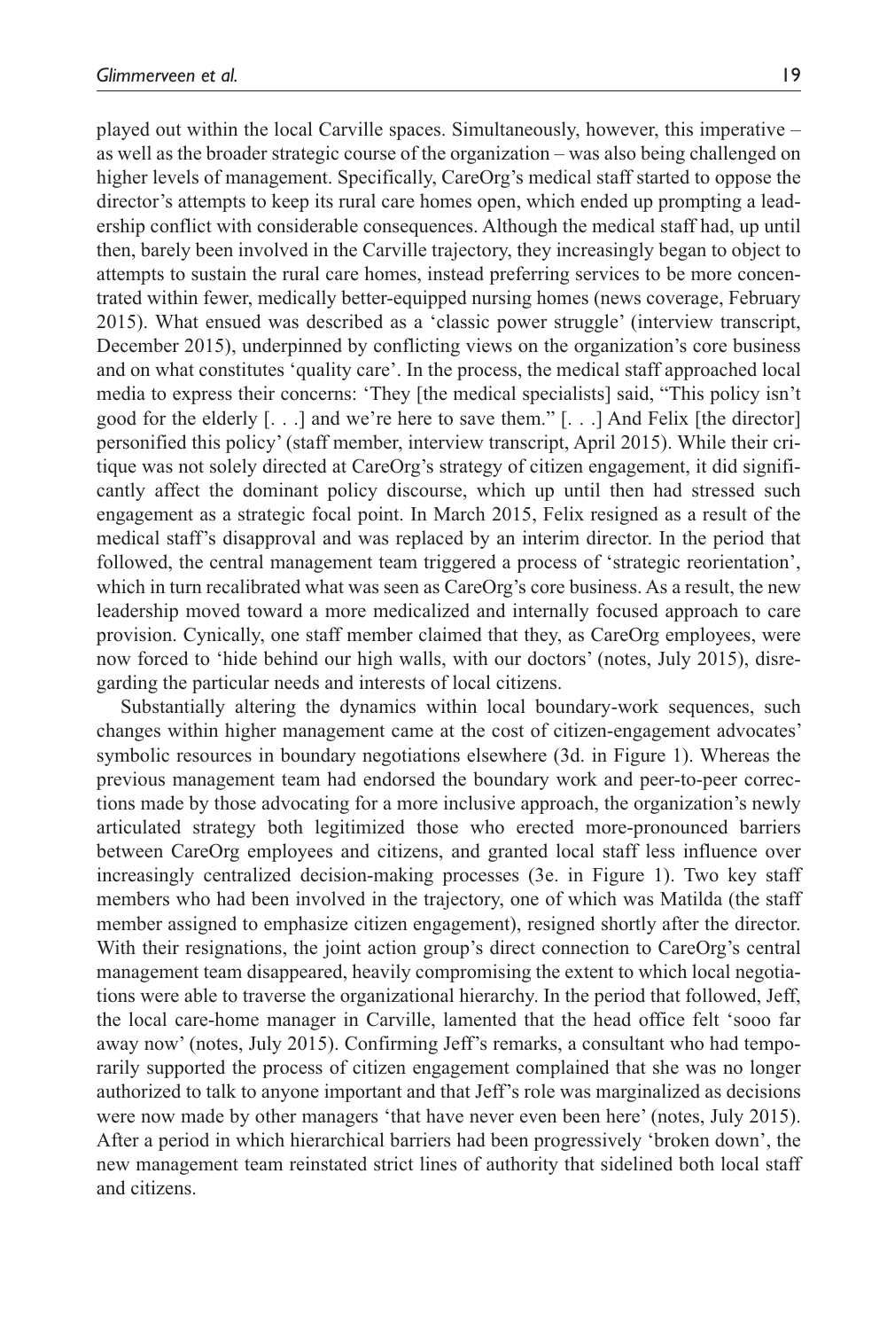played out within the local Carville spaces. Simultaneously, however, this imperative – as well as the broader strategic course of the organization – was also being challenged on higher levels of management. Specifically, CareOrg's medical staff started to oppose the director's attempts to keep its rural care homes open, which ended up prompting a leadership conflict with considerable consequences. Although the medical staff had, up until then, barely been involved in the Carville trajectory, they increasingly began to object to attempts to sustain the rural care homes, instead preferring services to be more concentrated within fewer, medically better-equipped nursing homes (news coverage, February 2015). What ensued was described as a 'classic power struggle' (interview transcript, December 2015), underpinned by conflicting views on the organization's core business and on what constitutes 'quality care'. In the process, the medical staff approached local media to express their concerns: 'They [the medical specialists] said, "This policy isn't good for the elderly [. . .] and we're here to save them." [. . .] And Felix [the director] personified this policy' (staff member, interview transcript, April 2015). While their critique was not solely directed at CareOrg's strategy of citizen engagement, it did significantly affect the dominant policy discourse, which up until then had stressed such engagement as a strategic focal point. In March 2015, Felix resigned as a result of the medical staff's disapproval and was replaced by an interim director. In the period that followed, the central management team triggered a process of 'strategic reorientation', which in turn recalibrated what was seen as CareOrg's core business. As a result, the new leadership moved toward a more medicalized and internally focused approach to care provision. Cynically, one staff member claimed that they, as CareOrg employees, were now forced to 'hide behind our high walls, with our doctors' (notes, July 2015), disregarding the particular needs and interests of local citizens.

Substantially altering the dynamics within local boundary-work sequences, such changes within higher management came at the cost of citizen-engagement advocates' symbolic resources in boundary negotiations elsewhere (3d. in Figure 1). Whereas the previous management team had endorsed the boundary work and peer-to-peer corrections made by those advocating for a more inclusive approach, the organization's newly articulated strategy both legitimized those who erected more-pronounced barriers between CareOrg employees and citizens, and granted local staff less influence over increasingly centralized decision-making processes (3e. in Figure 1). Two key staff members who had been involved in the trajectory, one of which was Matilda (the staff member assigned to emphasize citizen engagement), resigned shortly after the director. With their resignations, the joint action group's direct connection to CareOrg's central management team disappeared, heavily compromising the extent to which local negotiations were able to traverse the organizational hierarchy. In the period that followed, Jeff, the local care-home manager in Carville, lamented that the head office felt 'sooo far away now' (notes, July 2015). Confirming Jeff's remarks, a consultant who had temporarily supported the process of citizen engagement complained that she was no longer authorized to talk to anyone important and that Jeff's role was marginalized as decisions were now made by other managers 'that have never even been here' (notes, July 2015). After a period in which hierarchical barriers had been progressively 'broken down', the new management team reinstated strict lines of authority that sidelined both local staff and citizens.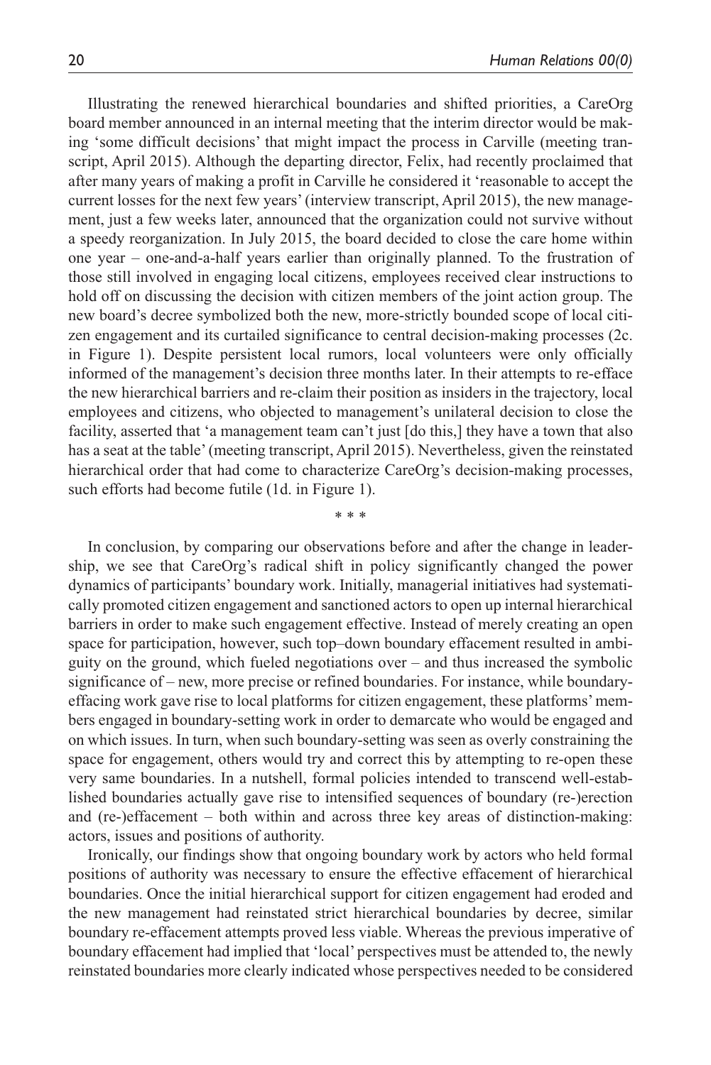Illustrating the renewed hierarchical boundaries and shifted priorities, a CareOrg board member announced in an internal meeting that the interim director would be making 'some difficult decisions' that might impact the process in Carville (meeting transcript, April 2015). Although the departing director, Felix, had recently proclaimed that after many years of making a profit in Carville he considered it 'reasonable to accept the current losses for the next few years' (interview transcript, April 2015), the new management, just a few weeks later, announced that the organization could not survive without a speedy reorganization. In July 2015, the board decided to close the care home within one year – one-and-a-half years earlier than originally planned. To the frustration of those still involved in engaging local citizens, employees received clear instructions to hold off on discussing the decision with citizen members of the joint action group. The new board's decree symbolized both the new, more-strictly bounded scope of local citizen engagement and its curtailed significance to central decision-making processes (2c. in Figure 1). Despite persistent local rumors, local volunteers were only officially informed of the management's decision three months later. In their attempts to re-efface the new hierarchical barriers and re-claim their position as insiders in the trajectory, local employees and citizens, who objected to management's unilateral decision to close the facility, asserted that 'a management team can't just [do this,] they have a town that also has a seat at the table' (meeting transcript, April 2015). Nevertheless, given the reinstated hierarchical order that had come to characterize CareOrg's decision-making processes, such efforts had become futile (1d. in Figure 1).

\* \* \*

In conclusion, by comparing our observations before and after the change in leadership, we see that CareOrg's radical shift in policy significantly changed the power dynamics of participants' boundary work. Initially, managerial initiatives had systematically promoted citizen engagement and sanctioned actors to open up internal hierarchical barriers in order to make such engagement effective. Instead of merely creating an open space for participation, however, such top–down boundary effacement resulted in ambiguity on the ground, which fueled negotiations over – and thus increased the symbolic significance of – new, more precise or refined boundaries. For instance, while boundary-effacing work gave rise to local platforms for citizen engagement, these platforms' members engaged in boundary-setting work in order to demarcate who would be engaged and on which issues. In turn, when such boundary-setting was seen as overly constraining the space for engagement, others would try and correct this by attempting to re-open these very same boundaries. In a nutshell, formal policies intended to transcend well-established boundaries actually gave rise to intensified sequences of boundary (re-)erection and (re-)effacement – both within and across three key areas of distinction-making: actors, issues and positions of authority.

Ironically, our findings show that ongoing boundary work by actors who held formal positions of authority was necessary to ensure the effective effacement of hierarchical boundaries. Once the initial hierarchical support for citizen engagement had eroded and the new management had reinstated strict hierarchical boundaries by decree, similar boundary re-effacement attempts proved less viable. Whereas the previous imperative of boundary effacement had implied that 'local' perspectives must be attended to, the newly reinstated boundaries more clearly indicated whose perspectives needed to be considered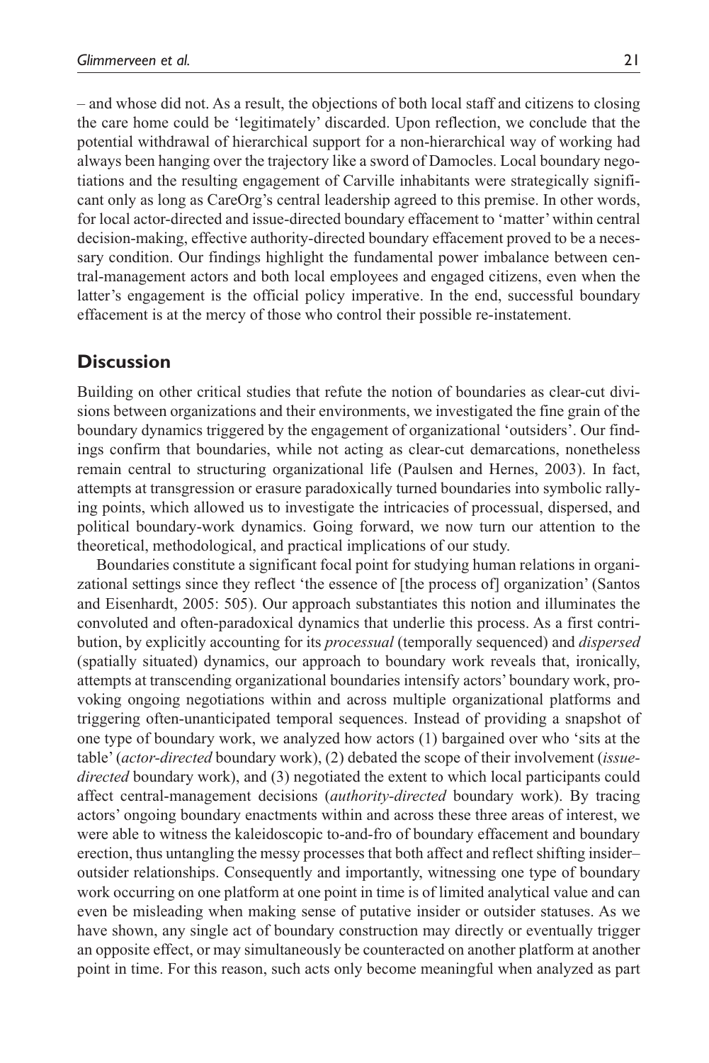– and whose did not. As a result, the objections of both local staff and citizens to closing the care home could be 'legitimately' discarded. Upon reflection, we conclude that the potential withdrawal of hierarchical support for a non-hierarchical way of working had always been hanging over the trajectory like a sword of Damocles. Local boundary negotiations and the resulting engagement of Carville inhabitants were strategically significant only as long as CareOrg's central leadership agreed to this premise. In other words, for local actor-directed and issue-directed boundary effacement to 'matter' within central decision-making, effective authority-directed boundary effacement proved to be a necessary condition. Our findings highlight the fundamental power imbalance between central-management actors and both local employees and engaged citizens, even when the latter's engagement is the official policy imperative. In the end, successful boundary effacement is at the mercy of those who control their possible re-instatement.

## Discussion

Building on other critical studies that refute the notion of boundaries as clear-cut divisions between organizations and their environments, we investigated the fine grain of the boundary dynamics triggered by the engagement of organizational 'outsiders'. Our findings confirm that boundaries, while not acting as clear-cut demarcations, nonetheless remain central to structuring organizational life (Paulsen and Hernes, 2003). In fact, attempts at transgression or erasure paradoxically turned boundaries into symbolic rallying points, which allowed us to investigate the intricacies of processual, dispersed, and political boundary-work dynamics. Going forward, we now turn our attention to the theoretical, methodological, and practical implications of our study.

Boundaries constitute a significant focal point for studying human relations in organizational settings since they reflect 'the essence of [the process of] organization' (Santos and Eisenhardt, 2005: 505). Our approach substantiates this notion and illuminates the convoluted and often-paradoxical dynamics that underlie this process. As a first contribution, by explicitly accounting for its *processual* (temporally sequenced) and *dispersed* (spatially situated) dynamics, our approach to boundary work reveals that, ironically, attempts at transcending organizational boundaries intensify actors' boundary work, provoking ongoing negotiations within and across multiple organizational platforms and triggering often-unanticipated temporal sequences. Instead of providing a snapshot of one type of boundary work, we analyzed how actors (1) bargained over who 'sits at the table' (*actor-directed* boundary work), (2) debated the scope of their involvement (*issue-directed* boundary work), and (3) negotiated the extent to which local participants could affect central-management decisions (*authority-directed* boundary work). By tracing actors' ongoing boundary enactments within and across these three areas of interest, we were able to witness the kaleidoscopic to-and-fro of boundary effacement and boundary erection, thus untangling the messy processes that both affect and reflect shifting insider–outsider relationships. Consequently and importantly, witnessing one type of boundary work occurring on one platform at one point in time is of limited analytical value and can even be misleading when making sense of putative insider or outsider statuses. As we have shown, any single act of boundary construction may directly or eventually trigger an opposite effect, or may simultaneously be counteracted on another platform at another point in time. For this reason, such acts only become meaningful when analyzed as part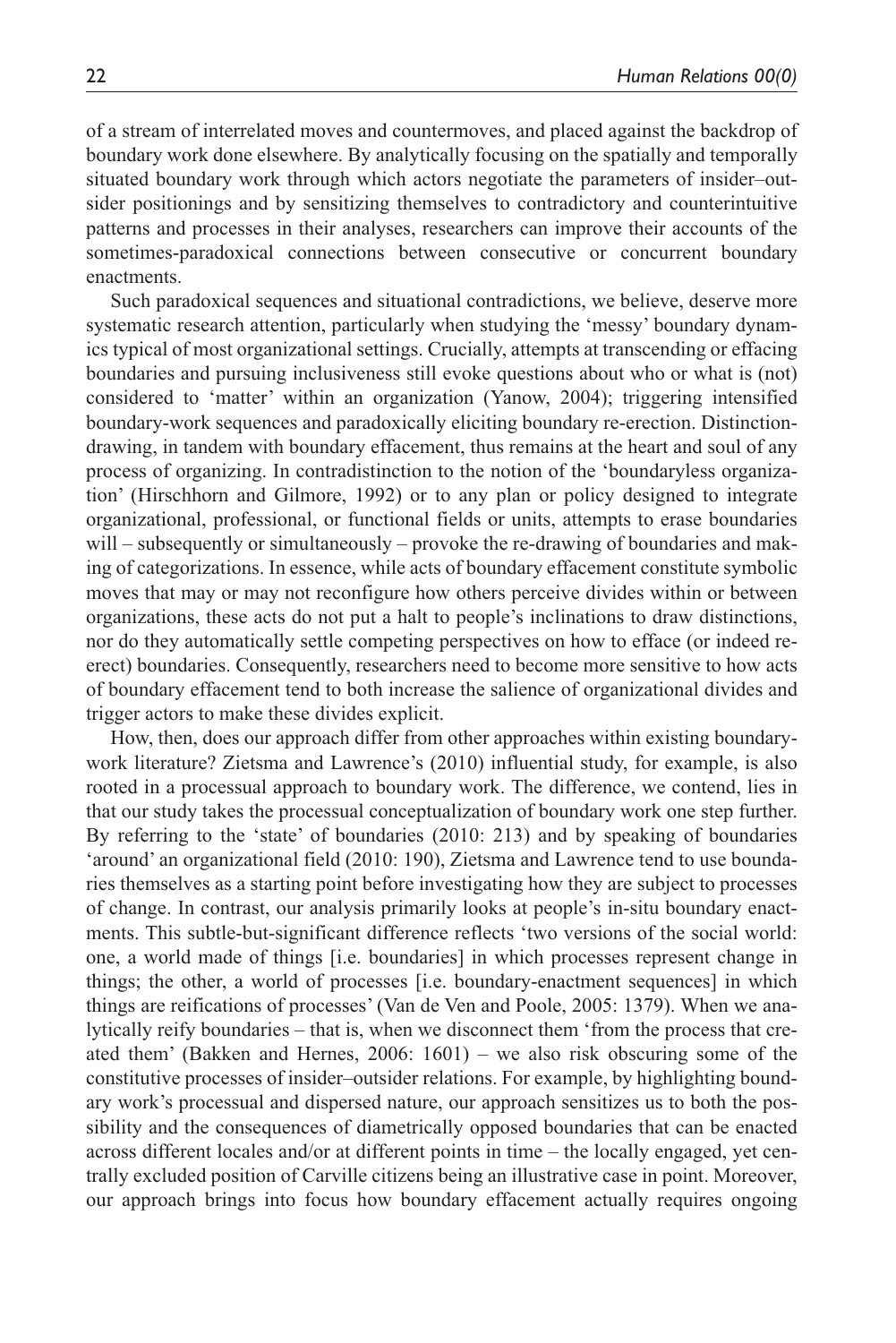of a stream of interrelated moves and countermoves, and placed against the backdrop of boundary work done elsewhere. By analytically focusing on the spatially and temporally situated boundary work through which actors negotiate the parameters of insider–outsider positionings and by sensitizing themselves to contradictory and counterintuitive patterns and processes in their analyses, researchers can improve their accounts of the sometimes-paradoxical connections between consecutive or concurrent boundary enactments.

Such paradoxical sequences and situational contradictions, we believe, deserve more systematic research attention, particularly when studying the 'messy' boundary dynamics typical of most organizational settings. Crucially, attempts at transcending or effacing boundaries and pursuing inclusiveness still evoke questions about who or what is (not) considered to 'matter' within an organization (Yanow, 2004); triggering intensified boundary-work sequences and paradoxically eliciting boundary re-erection. Distinction-drawing, in tandem with boundary effacement, thus remains at the heart and soul of any process of organizing. In contradistinction to the notion of the 'boundaryless organization' (Hirschhorn and Gilmore, 1992) or to any plan or policy designed to integrate organizational, professional, or functional fields or units, attempts to erase boundaries will – subsequently or simultaneously – provoke the re-drawing of boundaries and making of categorizations. In essence, while acts of boundary effacement constitute symbolic moves that may or may not reconfigure how others perceive divides within or between organizations, these acts do not put a halt to people's inclinations to draw distinctions, nor do they automatically settle competing perspectives on how to efface (or indeed re-erect) boundaries. Consequently, researchers need to become more sensitive to how acts of boundary effacement tend to both increase the salience of organizational divides and trigger actors to make these divides explicit.

How, then, does our approach differ from other approaches within existing boundary-work literature? Zietsma and Lawrence's (2010) influential study, for example, is also rooted in a processual approach to boundary work. The difference, we contend, lies in that our study takes the processual conceptualization of boundary work one step further. By referring to the 'state' of boundaries (2010: 213) and by speaking of boundaries 'around' an organizational field (2010: 190), Zietsma and Lawrence tend to use boundaries themselves as a starting point before investigating how they are subject to processes of change. In contrast, our analysis primarily looks at people's in-situ boundary enactments. This subtle-but-significant difference reflects 'two versions of the social world: one, a world made of things [i.e. boundaries] in which processes represent change in things; the other, a world of processes [i.e. boundary-enactment sequences] in which things are reifications of processes' (Van de Ven and Poole, 2005: 1379). When we analytically reify boundaries – that is, when we disconnect them 'from the process that created them' (Bakken and Hernes, 2006: 1601) – we also risk obscuring some of the constitutive processes of insider–outsider relations. For example, by highlighting boundary work's processual and dispersed nature, our approach sensitizes us to both the possibility and the consequences of diametrically opposed boundaries that can be enacted across different locales and/or at different points in time – the locally engaged, yet centrally excluded position of Carville citizens being an illustrative case in point. Moreover, our approach brings into focus how boundary effacement actually requires ongoing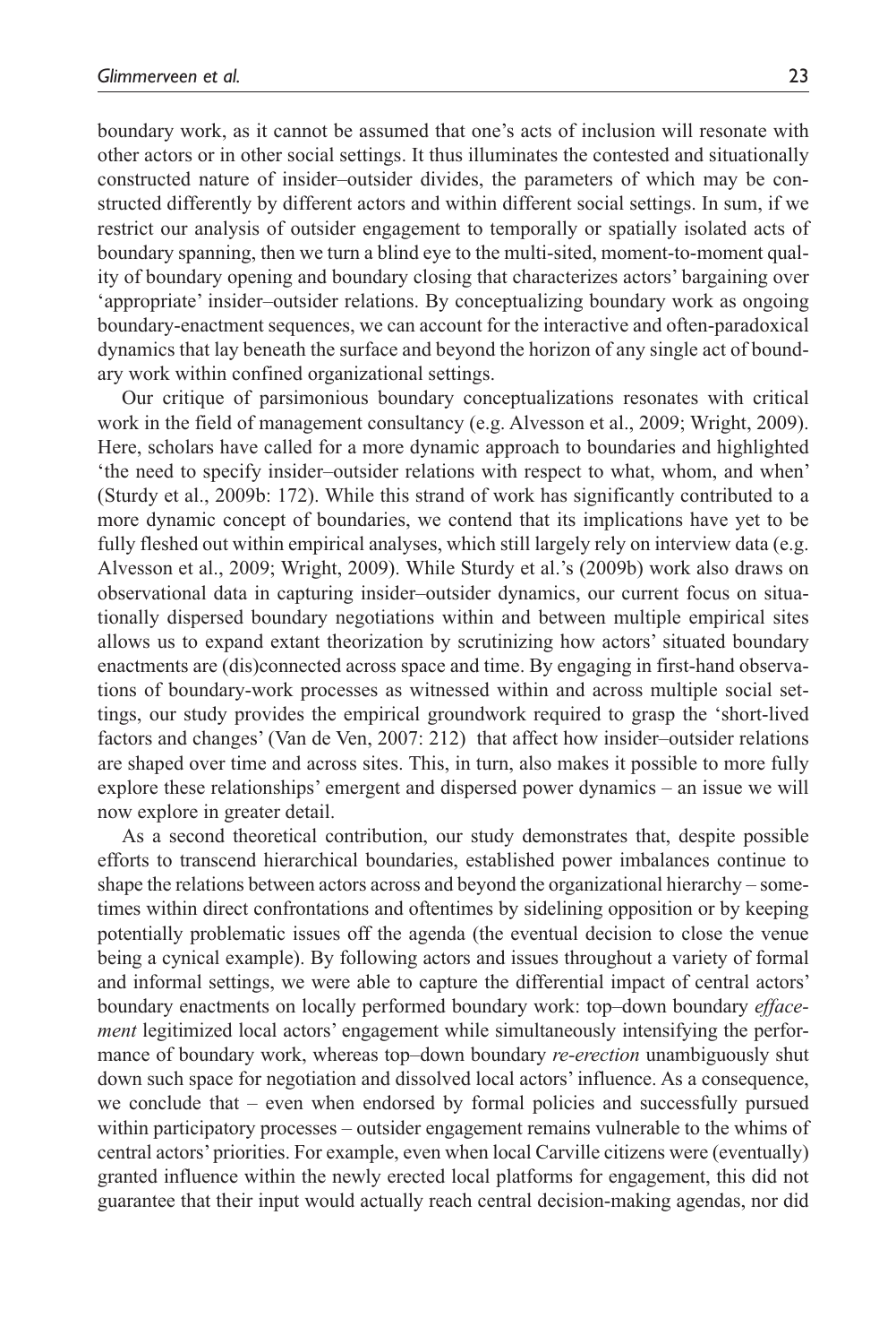boundary work, as it cannot be assumed that one's acts of inclusion will resonate with other actors or in other social settings. It thus illuminates the contested and situationally constructed nature of insider–outsider divides, the parameters of which may be constructed differently by different actors and within different social settings. In sum, if we restrict our analysis of outsider engagement to temporally or spatially isolated acts of boundary spanning, then we turn a blind eye to the multi-sited, moment-to-moment quality of boundary opening and boundary closing that characterizes actors' bargaining over 'appropriate' insider–outsider relations. By conceptualizing boundary work as ongoing boundary-enactment sequences, we can account for the interactive and often-paradoxical dynamics that lay beneath the surface and beyond the horizon of any single act of boundary work within confined organizational settings.

Our critique of parsimonious boundary conceptualizations resonates with critical work in the field of management consultancy (e.g. Alvesson et al., 2009; Wright, 2009). Here, scholars have called for a more dynamic approach to boundaries and highlighted 'the need to specify insider–outsider relations with respect to what, whom, and when' (Sturdy et al., 2009b: 172). While this strand of work has significantly contributed to a more dynamic concept of boundaries, we contend that its implications have yet to be fully fleshed out within empirical analyses, which still largely rely on interview data (e.g. Alvesson et al., 2009; Wright, 2009). While Sturdy et al.'s (2009b) work also draws on observational data in capturing insider–outsider dynamics, our current focus on situationally dispersed boundary negotiations within and between multiple empirical sites allows us to expand extant theorization by scrutinizing how actors' situated boundary enactments are (dis)connected across space and time. By engaging in first-hand observations of boundary-work processes as witnessed within and across multiple social settings, our study provides the empirical groundwork required to grasp the 'short-lived factors and changes' (Van de Ven, 2007: 212) that affect how insider–outsider relations are shaped over time and across sites. This, in turn, also makes it possible to more fully explore these relationships' emergent and dispersed power dynamics – an issue we will now explore in greater detail.

As a second theoretical contribution, our study demonstrates that, despite possible efforts to transcend hierarchical boundaries, established power imbalances continue to shape the relations between actors across and beyond the organizational hierarchy – sometimes within direct confrontations and oftentimes by sidelining opposition or by keeping potentially problematic issues off the agenda (the eventual decision to close the venue being a cynical example). By following actors and issues throughout a variety of formal and informal settings, we were able to capture the differential impact of central actors' boundary enactments on locally performed boundary work: top–down boundary *effacement* legitimized local actors' engagement while simultaneously intensifying the performance of boundary work, whereas top–down boundary *re-erection* unambiguously shut down such space for negotiation and dissolved local actors' influence. As a consequence, we conclude that – even when endorsed by formal policies and successfully pursued within participatory processes – outsider engagement remains vulnerable to the whims of central actors' priorities. For example, even when local Carville citizens were (eventually) granted influence within the newly erected local platforms for engagement, this did not guarantee that their input would actually reach central decision-making agendas, nor did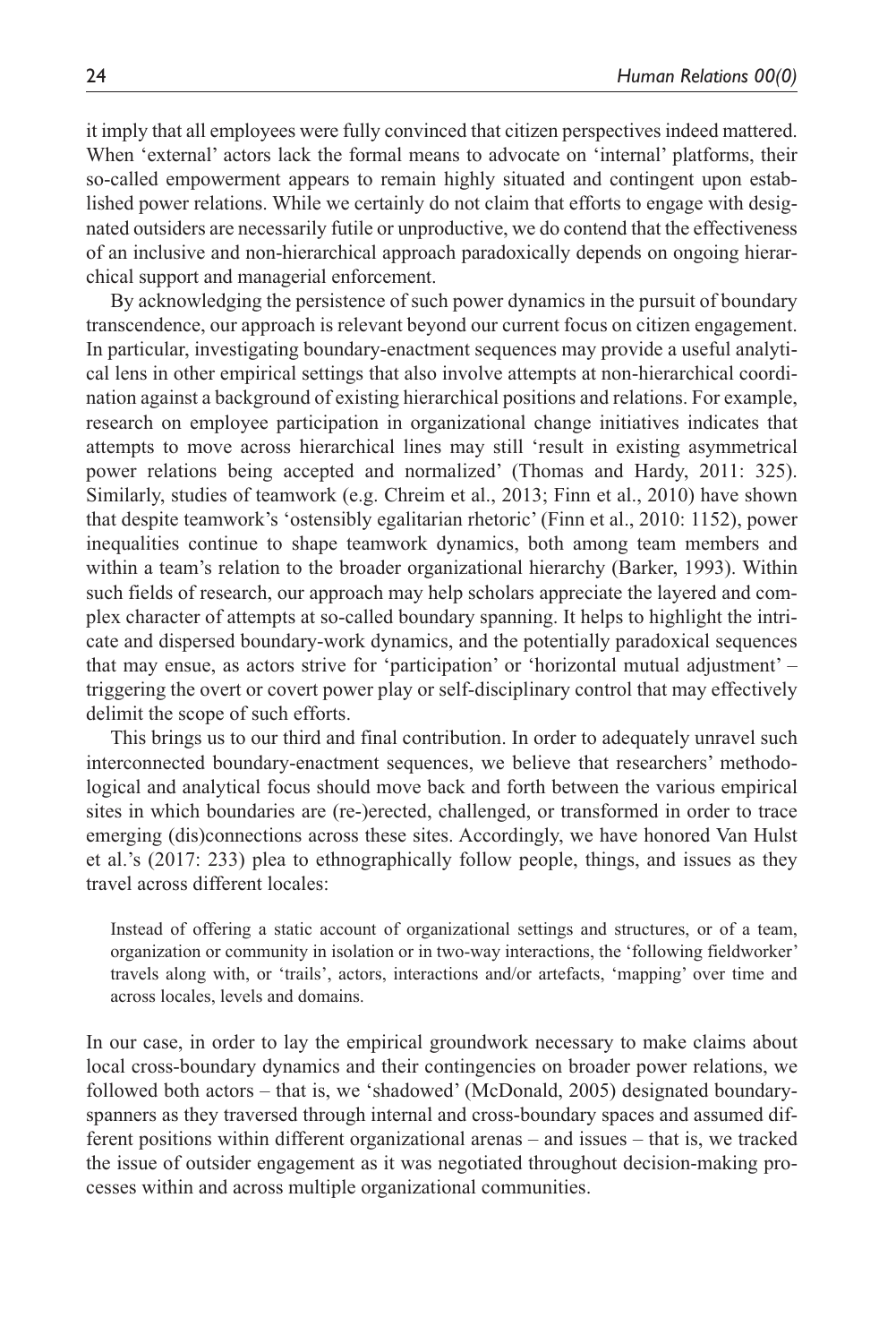it imply that all employees were fully convinced that citizen perspectives indeed mattered. When 'external' actors lack the formal means to advocate on 'internal' platforms, their so-called empowerment appears to remain highly situated and contingent upon established power relations. While we certainly do not claim that efforts to engage with designated outsiders are necessarily futile or unproductive, we do contend that the effectiveness of an inclusive and non-hierarchical approach paradoxically depends on ongoing hierarchical support and managerial enforcement.

By acknowledging the persistence of such power dynamics in the pursuit of boundary transcendence, our approach is relevant beyond our current focus on citizen engagement. In particular, investigating boundary-enactment sequences may provide a useful analytical lens in other empirical settings that also involve attempts at non-hierarchical coordination against a background of existing hierarchical positions and relations. For example, research on employee participation in organizational change initiatives indicates that attempts to move across hierarchical lines may still 'result in existing asymmetrical power relations being accepted and normalized' (Thomas and Hardy, 2011: 325). Similarly, studies of teamwork (e.g. Chreim et al., 2013; Finn et al., 2010) have shown that despite teamwork's 'ostensibly egalitarian rhetoric' (Finn et al., 2010: 1152), power inequalities continue to shape teamwork dynamics, both among team members and within a team's relation to the broader organizational hierarchy (Barker, 1993). Within such fields of research, our approach may help scholars appreciate the layered and complex character of attempts at so-called boundary spanning. It helps to highlight the intricate and dispersed boundary-work dynamics, and the potentially paradoxical sequences that may ensue, as actors strive for 'participation' or 'horizontal mutual adjustment' – triggering the overt or covert power play or self-disciplinary control that may effectively delimit the scope of such efforts.

This brings us to our third and final contribution. In order to adequately unravel such interconnected boundary-enactment sequences, we believe that researchers' methodological and analytical focus should move back and forth between the various empirical sites in which boundaries are (re-)erected, challenged, or transformed in order to trace emerging (dis)connections across these sites. Accordingly, we have honored Van Hulst et al.'s (2017: 233) plea to ethnographically follow people, things, and issues as they travel across different locales:

> Instead of offering a static account of organizational settings and structures, or of a team, organization or community in isolation or in two-way interactions, the 'following fieldworker' travels along with, or 'trails', actors, interactions and/or artefacts, 'mapping' over time and across locales, levels and domains.

In our case, in order to lay the empirical groundwork necessary to make claims about local cross-boundary dynamics and their contingencies on broader power relations, we followed both actors – that is, we 'shadowed' (McDonald, 2005) designated boundary-spanners as they traversed through internal and cross-boundary spaces and assumed different positions within different organizational arenas – and issues – that is, we tracked the issue of outsider engagement as it was negotiated throughout decision-making processes within and across multiple organizational communities.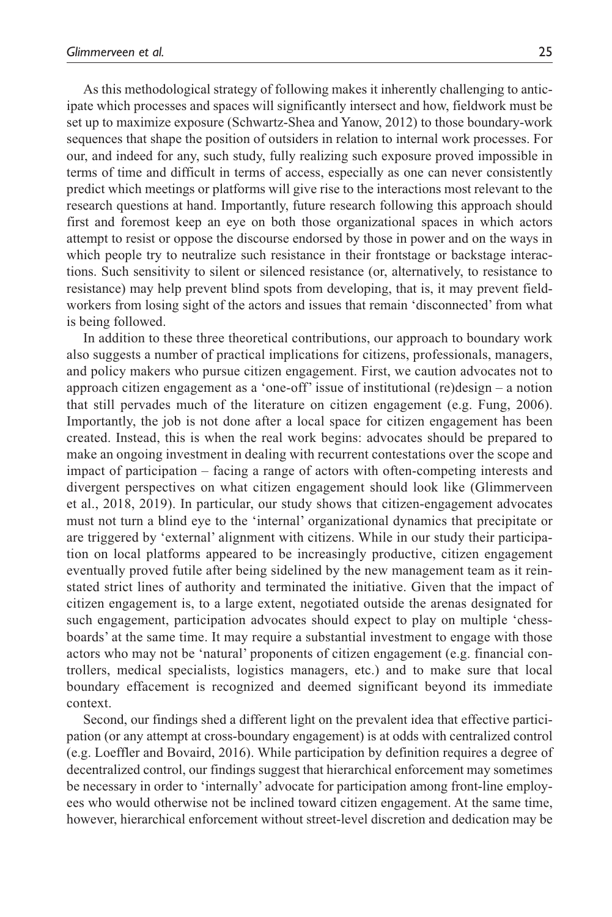As this methodological strategy of following makes it inherently challenging to anticipate which processes and spaces will significantly intersect and how, fieldwork must be set up to maximize exposure (Schwartz-Shea and Yanow, 2012) to those boundary-work sequences that shape the position of outsiders in relation to internal work processes. For our, and indeed for any, such study, fully realizing such exposure proved impossible in terms of time and difficult in terms of access, especially as one can never consistently predict which meetings or platforms will give rise to the interactions most relevant to the research questions at hand. Importantly, future research following this approach should first and foremost keep an eye on both those organizational spaces in which actors attempt to resist or oppose the discourse endorsed by those in power and on the ways in which people try to neutralize such resistance in their frontstage or backstage interactions. Such sensitivity to silent or silenced resistance (or, alternatively, to resistance to resistance) may help prevent blind spots from developing, that is, it may prevent fieldworkers from losing sight of the actors and issues that remain 'disconnected' from what is being followed.

In addition to these three theoretical contributions, our approach to boundary work also suggests a number of practical implications for citizens, professionals, managers, and policy makers who pursue citizen engagement. First, we caution advocates not to approach citizen engagement as a 'one-off' issue of institutional (re)design – a notion that still pervades much of the literature on citizen engagement (e.g. Fung, 2006). Importantly, the job is not done after a local space for citizen engagement has been created. Instead, this is when the real work begins: advocates should be prepared to make an ongoing investment in dealing with recurrent contestations over the scope and impact of participation – facing a range of actors with often-competing interests and divergent perspectives on what citizen engagement should look like (Glimmerveen et al., 2018, 2019). In particular, our study shows that citizen-engagement advocates must not turn a blind eye to the 'internal' organizational dynamics that precipitate or are triggered by 'external' alignment with citizens. While in our study their participation on local platforms appeared to be increasingly productive, citizen engagement eventually proved futile after being sidelined by the new management team as it reinstated strict lines of authority and terminated the initiative. Given that the impact of citizen engagement is, to a large extent, negotiated outside the arenas designated for such engagement, participation advocates should expect to play on multiple 'chessboards' at the same time. It may require a substantial investment to engage with those actors who may not be 'natural' proponents of citizen engagement (e.g. financial controllers, medical specialists, logistics managers, etc.) and to make sure that local boundary effacement is recognized and deemed significant beyond its immediate context.

Second, our findings shed a different light on the prevalent idea that effective participation (or any attempt at cross-boundary engagement) is at odds with centralized control (e.g. Loeffler and Bovaird, 2016). While participation by definition requires a degree of decentralized control, our findings suggest that hierarchical enforcement may sometimes be necessary in order to 'internally' advocate for participation among front-line employees who would otherwise not be inclined toward citizen engagement. At the same time, however, hierarchical enforcement without street-level discretion and dedication may be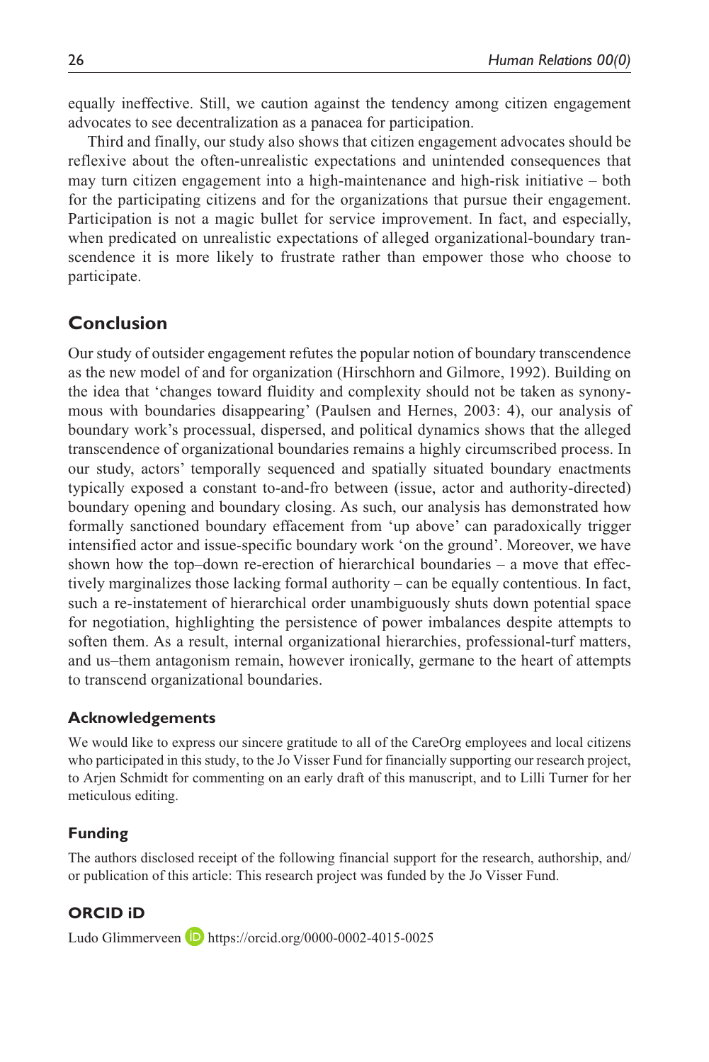equally ineffective. Still, we caution against the tendency among citizen engagement advocates to see decentralization as a panacea for participation.

Third and finally, our study also shows that citizen engagement advocates should be reflexive about the often-unrealistic expectations and unintended consequences that may turn citizen engagement into a high-maintenance and high-risk initiative – both for the participating citizens and for the organizations that pursue their engagement. Participation is not a magic bullet for service improvement. In fact, and especially, when predicated on unrealistic expectations of alleged organizational-boundary transcendence it is more likely to frustrate rather than empower those who choose to participate.

## Conclusion

Our study of outsider engagement refutes the popular notion of boundary transcendence as the new model of and for organization (Hirschhorn and Gilmore, 1992). Building on the idea that 'changes toward fluidity and complexity should not be taken as synonymous with boundaries disappearing' (Paulsen and Hernes, 2003: 4), our analysis of boundary work's processual, dispersed, and political dynamics shows that the alleged transcendence of organizational boundaries remains a highly circumscribed process. In our study, actors' temporally sequenced and spatially situated boundary enactments typically exposed a constant to-and-fro between (issue, actor and authority-directed) boundary opening and boundary closing. As such, our analysis has demonstrated how formally sanctioned boundary effacement from 'up above' can paradoxically trigger intensified actor and issue-specific boundary work 'on the ground'. Moreover, we have shown how the top–down re-erection of hierarchical boundaries – a move that effectively marginalizes those lacking formal authority – can be equally contentious. In fact, such a re-instatement of hierarchical order unambiguously shuts down potential space for negotiation, highlighting the persistence of power imbalances despite attempts to soften them. As a result, internal organizational hierarchies, professional-turf matters, and us–them antagonism remain, however ironically, germane to the heart of attempts to transcend organizational boundaries.

### Acknowledgements

We would like to express our sincere gratitude to all of the CareOrg employees and local citizens who participated in this study, to the Jo Visser Fund for financially supporting our research project, to Arjen Schmidt for commenting on an early draft of this manuscript, and to Lilli Turner for her meticulous editing.

### Funding

The authors disclosed receipt of the following financial support for the research, authorship, and/or publication of this article: This research project was funded by the Jo Visser Fund.

### ORCID iD

Ludo Glimmerveen https://orcid.org/0000-0002-4015-0025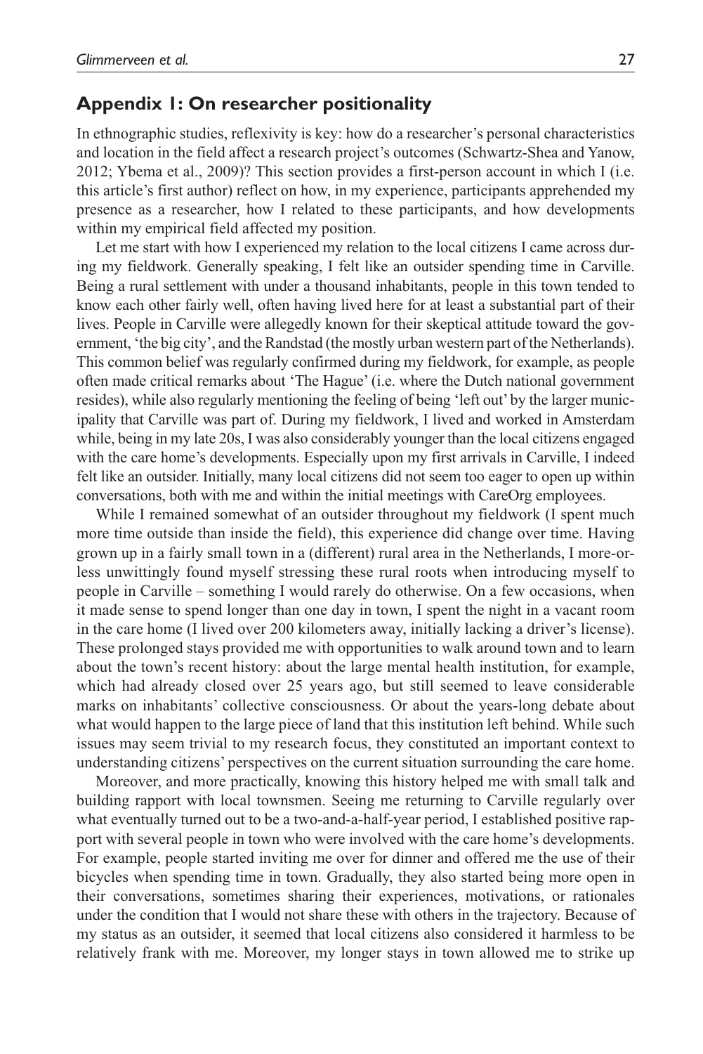## Appendix 1: On researcher positionality

In ethnographic studies, reflexivity is key: how do a researcher's personal characteristics and location in the field affect a research project's outcomes (Schwartz-Shea and Yanow, 2012; Ybema et al., 2009)? This section provides a first-person account in which I (i.e. this article's first author) reflect on how, in my experience, participants apprehended my presence as a researcher, how I related to these participants, and how developments within my empirical field affected my position.

Let me start with how I experienced my relation to the local citizens I came across during my fieldwork. Generally speaking, I felt like an outsider spending time in Carville. Being a rural settlement with under a thousand inhabitants, people in this town tended to know each other fairly well, often having lived here for at least a substantial part of their lives. People in Carville were allegedly known for their skeptical attitude toward the government, 'the big city', and the Randstad (the mostly urban western part of the Netherlands). This common belief was regularly confirmed during my fieldwork, for example, as people often made critical remarks about 'The Hague' (i.e. where the Dutch national government resides), while also regularly mentioning the feeling of being 'left out' by the larger municipality that Carville was part of. During my fieldwork, I lived and worked in Amsterdam while, being in my late 20s, I was also considerably younger than the local citizens engaged with the care home's developments. Especially upon my first arrivals in Carville, I indeed felt like an outsider. Initially, many local citizens did not seem too eager to open up within conversations, both with me and within the initial meetings with CareOrg employees.

While I remained somewhat of an outsider throughout my fieldwork (I spent much more time outside than inside the field), this experience did change over time. Having grown up in a fairly small town in a (different) rural area in the Netherlands, I more-or-less unwittingly found myself stressing these rural roots when introducing myself to people in Carville – something I would rarely do otherwise. On a few occasions, when it made sense to spend longer than one day in town, I spent the night in a vacant room in the care home (I lived over 200 kilometers away, initially lacking a driver's license). These prolonged stays provided me with opportunities to walk around town and to learn about the town's recent history: about the large mental health institution, for example, which had already closed over 25 years ago, but still seemed to leave considerable marks on inhabitants' collective consciousness. Or about the years-long debate about what would happen to the large piece of land that this institution left behind. While such issues may seem trivial to my research focus, they constituted an important context to understanding citizens' perspectives on the current situation surrounding the care home.

Moreover, and more practically, knowing this history helped me with small talk and building rapport with local townsmen. Seeing me returning to Carville regularly over what eventually turned out to be a two-and-a-half-year period, I established positive rapport with several people in town who were involved with the care home's developments. For example, people started inviting me over for dinner and offered me the use of their bicycles when spending time in town. Gradually, they also started being more open in their conversations, sometimes sharing their experiences, motivations, or rationales under the condition that I would not share these with others in the trajectory. Because of my status as an outsider, it seemed that local citizens also considered it harmless to be relatively frank with me. Moreover, my longer stays in town allowed me to strike up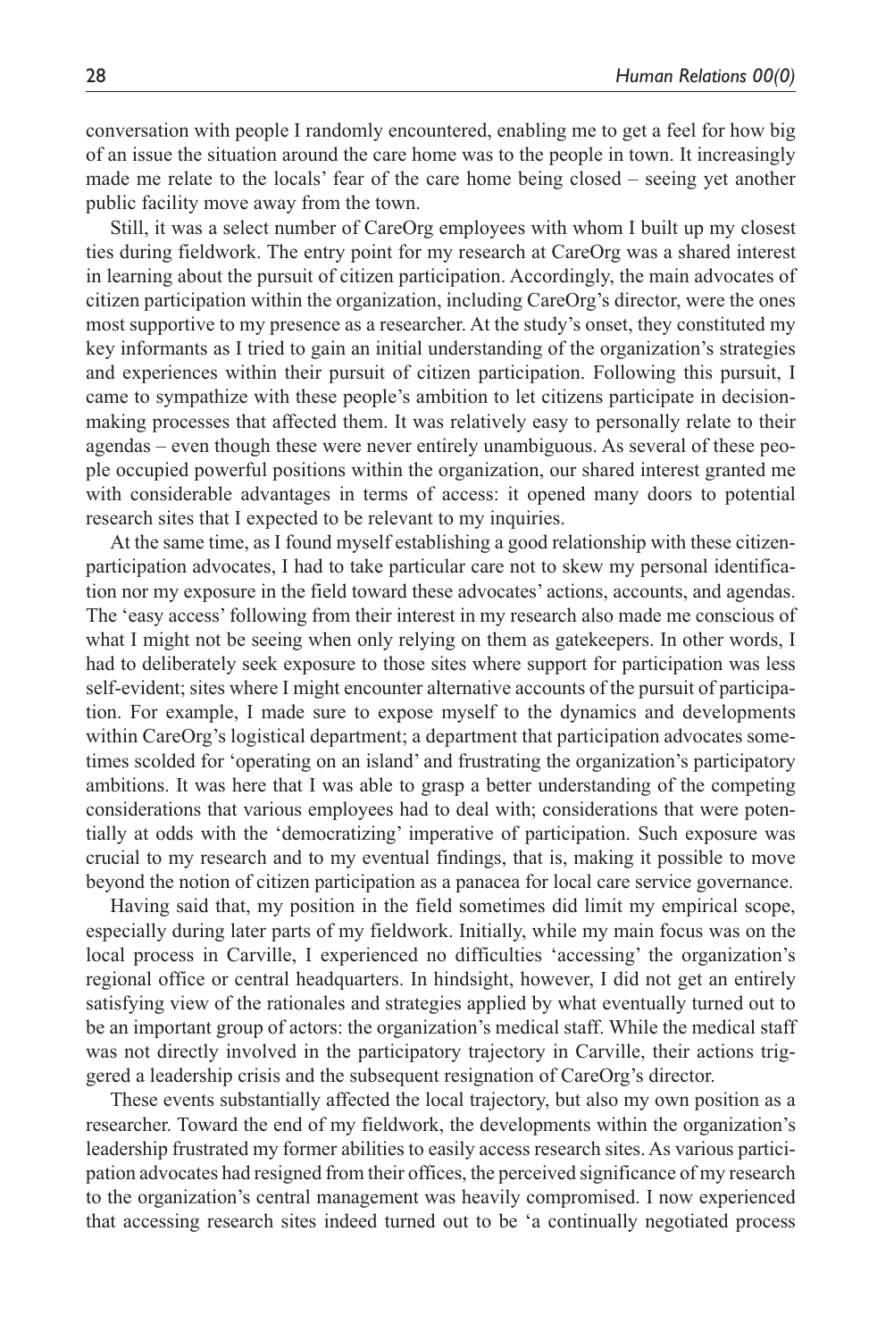conversation with people I randomly encountered, enabling me to get a feel for how big of an issue the situation around the care home was to the people in town. It increasingly made me relate to the locals' fear of the care home being closed – seeing yet another public facility move away from the town.

Still, it was a select number of CareOrg employees with whom I built up my closest ties during fieldwork. The entry point for my research at CareOrg was a shared interest in learning about the pursuit of citizen participation. Accordingly, the main advocates of citizen participation within the organization, including CareOrg's director, were the ones most supportive to my presence as a researcher. At the study's onset, they constituted my key informants as I tried to gain an initial understanding of the organization's strategies and experiences within their pursuit of citizen participation. Following this pursuit, I came to sympathize with these people's ambition to let citizens participate in decision-making processes that affected them. It was relatively easy to personally relate to their agendas – even though these were never entirely unambiguous. As several of these people occupied powerful positions within the organization, our shared interest granted me with considerable advantages in terms of access: it opened many doors to potential research sites that I expected to be relevant to my inquiries.

At the same time, as I found myself establishing a good relationship with these citizen-participation advocates, I had to take particular care not to skew my personal identification nor my exposure in the field toward these advocates' actions, accounts, and agendas. The 'easy access' following from their interest in my research also made me conscious of what I might not be seeing when only relying on them as gatekeepers. In other words, I had to deliberately seek exposure to those sites where support for participation was less self-evident; sites where I might encounter alternative accounts of the pursuit of participation. For example, I made sure to expose myself to the dynamics and developments within CareOrg's logistical department; a department that participation advocates sometimes scolded for 'operating on an island' and frustrating the organization's participatory ambitions. It was here that I was able to grasp a better understanding of the competing considerations that various employees had to deal with; considerations that were potentially at odds with the 'democratizing' imperative of participation. Such exposure was crucial to my research and to my eventual findings, that is, making it possible to move beyond the notion of citizen participation as a panacea for local care service governance.

Having said that, my position in the field sometimes did limit my empirical scope, especially during later parts of my fieldwork. Initially, while my main focus was on the local process in Carville, I experienced no difficulties 'accessing' the organization's regional office or central headquarters. In hindsight, however, I did not get an entirely satisfying view of the rationales and strategies applied by what eventually turned out to be an important group of actors: the organization's medical staff. While the medical staff was not directly involved in the participatory trajectory in Carville, their actions triggered a leadership crisis and the subsequent resignation of CareOrg's director.

These events substantially affected the local trajectory, but also my own position as a researcher. Toward the end of my fieldwork, the developments within the organization's leadership frustrated my former abilities to easily access research sites. As various participation advocates had resigned from their offices, the perceived significance of my research to the organization's central management was heavily compromised. I now experienced that accessing research sites indeed turned out to be 'a continually negotiated process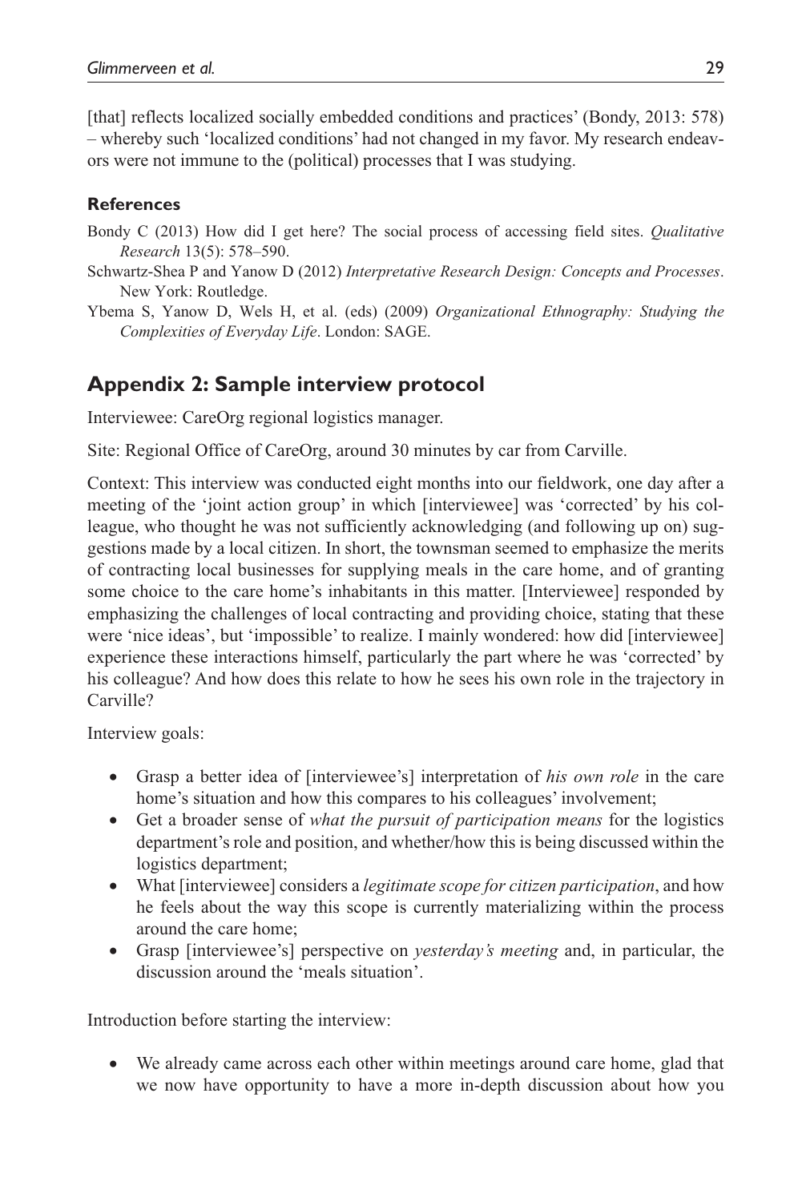[that] reflects localized socially embedded conditions and practices' (Bondy, 2013: 578) – whereby such 'localized conditions' had not changed in my favor. My research endeavors were not immune to the (political) processes that I was studying.

### References

Bondy C (2013) How did I get here? The social process of accessing field sites. *Qualitative Research* 13(5): 578–590.

Schwartz-Shea P and Yanow D (2012) *Interpretative Research Design: Concepts and Processes*. New York: Routledge.

Ybema S, Yanow D, Wels H, et al. (eds) (2009) *Organizational Ethnography: Studying the Complexities of Everyday Life*. London: SAGE.

## Appendix 2: Sample interview protocol

Interviewee: CareOrg regional logistics manager.

Site: Regional Office of CareOrg, around 30 minutes by car from Carville.

Context: This interview was conducted eight months into our fieldwork, one day after a meeting of the 'joint action group' in which [interviewee] was 'corrected' by his colleague, who thought he was not sufficiently acknowledging (and following up on) suggestions made by a local citizen. In short, the townsman seemed to emphasize the merits of contracting local businesses for supplying meals in the care home, and of granting some choice to the care home's inhabitants in this matter. [Interviewee] responded by emphasizing the challenges of local contracting and providing choice, stating that these were 'nice ideas', but 'impossible' to realize. I mainly wondered: how did [interviewee] experience these interactions himself, particularly the part where he was 'corrected' by his colleague? And how does this relate to how he sees his own role in the trajectory in Carville?

Interview goals:

- Grasp a better idea of [interviewee's] interpretation of *his own role* in the care home's situation and how this compares to his colleagues' involvement;
- Get a broader sense of *what the pursuit of participation means* for the logistics department's role and position, and whether/how this is being discussed within the logistics department;
- What [interviewee] considers a *legitimate scope for citizen participation*, and how he feels about the way this scope is currently materializing within the process around the care home;
- Grasp [interviewee's] perspective on *yesterday's meeting* and, in particular, the discussion around the 'meals situation'.

Introduction before starting the interview:

- We already came across each other within meetings around care home, glad that we now have opportunity to have a more in-depth discussion about how you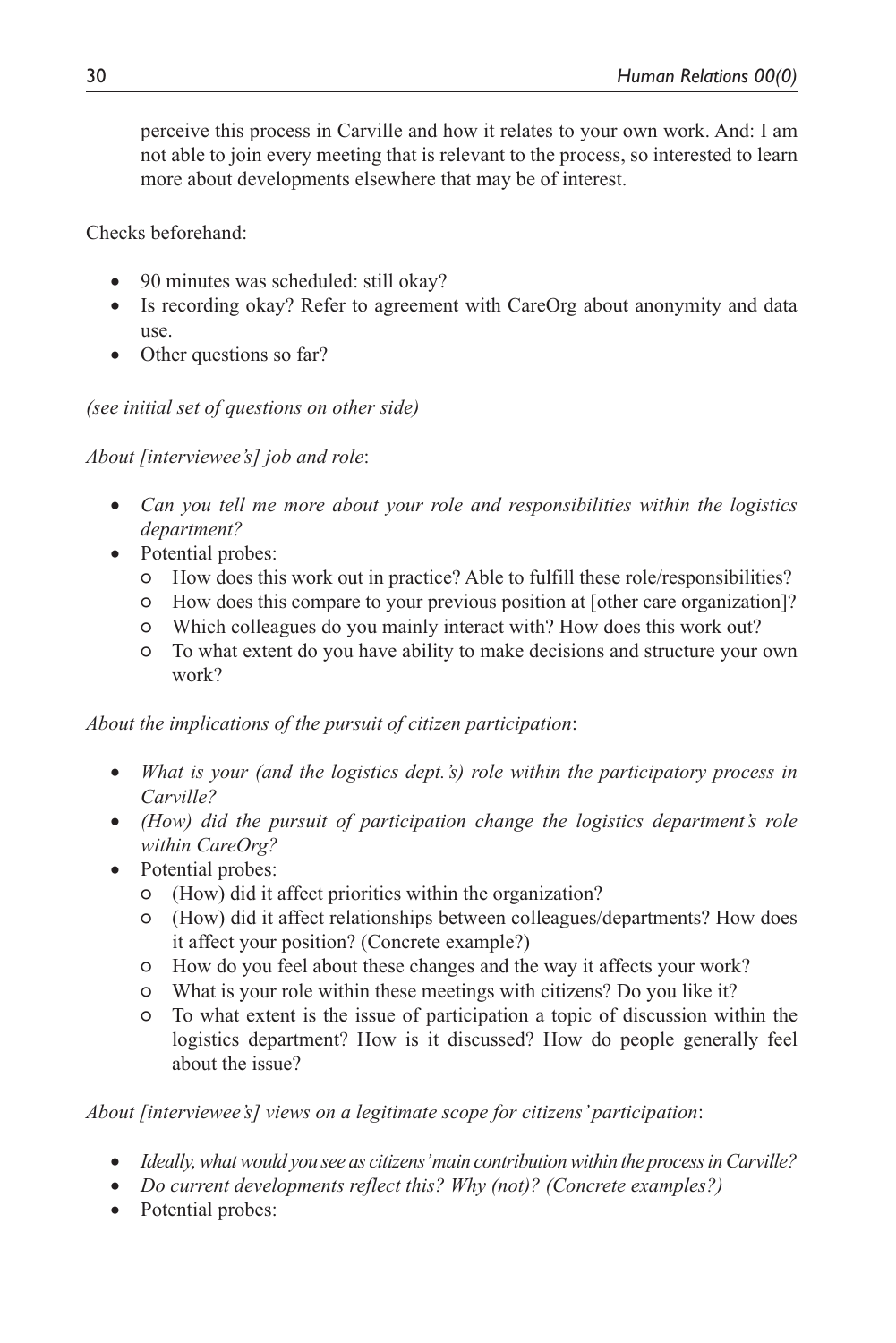perceive this process in Carville and how it relates to your own work. And: I am not able to join every meeting that is relevant to the process, so interested to learn more about developments elsewhere that may be of interest.

Checks beforehand:

- 90 minutes was scheduled: still okay?
- Is recording okay? Refer to agreement with CareOrg about anonymity and data use.
- Other questions so far?

*(see initial set of questions on other side)*

*About [interviewee's] job and role*:

- *Can you tell me more about your role and responsibilities within the logistics department?*
- Potential probes:
  - How does this work out in practice? Able to fulfill these role/responsibilities?
  - How does this compare to your previous position at [other care organization]?
  - Which colleagues do you mainly interact with? How does this work out?
  - To what extent do you have ability to make decisions and structure your own work?

*About the implications of the pursuit of citizen participation*:

- *What is your (and the logistics dept.'s) role within the participatory process in Carville?*
- *(How) did the pursuit of participation change the logistics department's role within CareOrg?*
- Potential probes:
  - (How) did it affect priorities within the organization?
  - (How) did it affect relationships between colleagues/departments? How does it affect your position? (Concrete example?)
  - How do you feel about these changes and the way it affects your work?
  - What is your role within these meetings with citizens? Do you like it?
  - To what extent is the issue of participation a topic of discussion within the logistics department? How is it discussed? How do people generally feel about the issue?

*About [interviewee's] views on a legitimate scope for citizens' participation*:

- *Ideally, what would you see as citizens' main contribution within the process in Carville?*
- *Do current developments reflect this? Why (not)? (Concrete examples?)*
- Potential probes: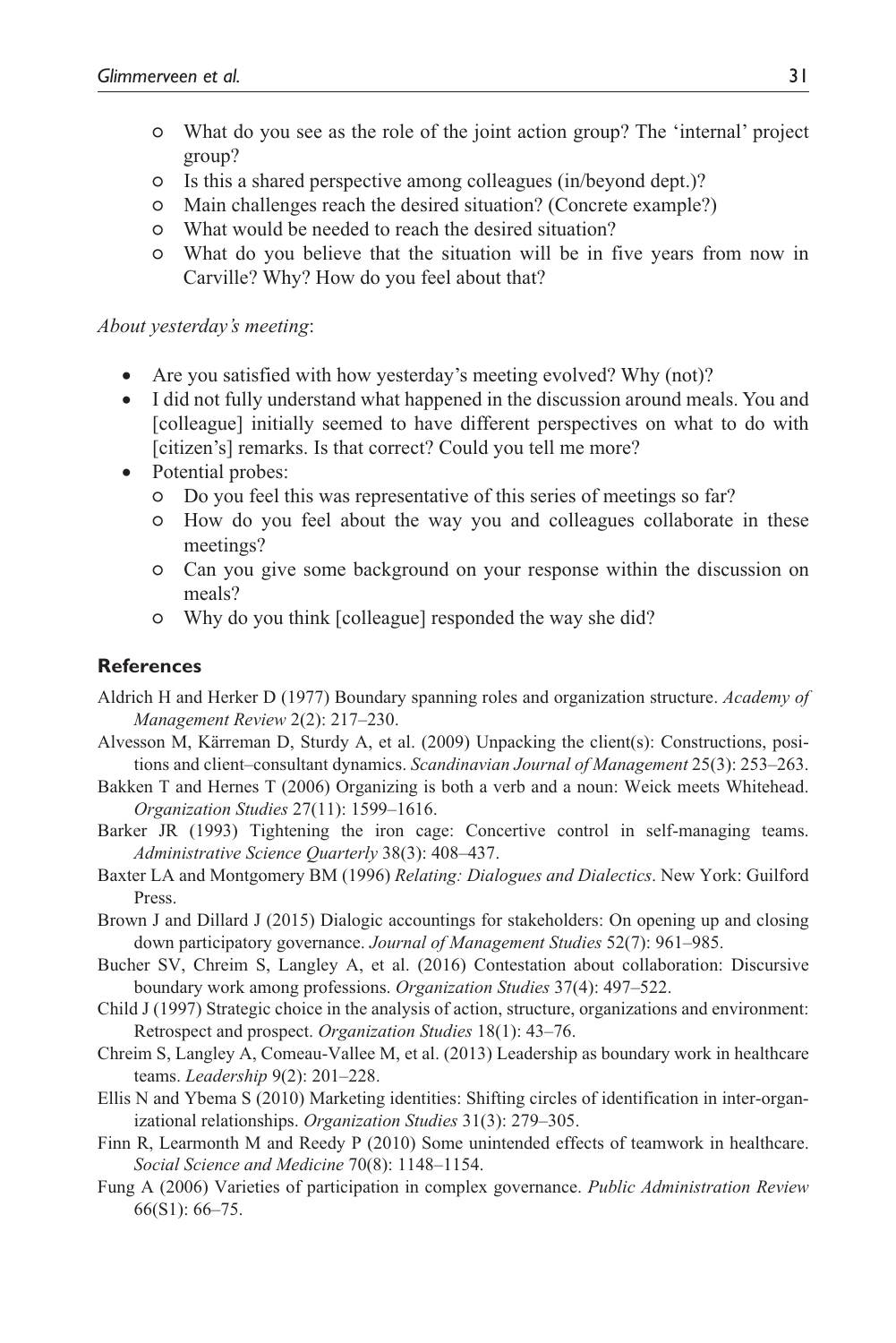- What do you see as the role of the joint action group? The 'internal' project group?
- Is this a shared perspective among colleagues (in/beyond dept.)?
- Main challenges reach the desired situation? (Concrete example?)
- What would be needed to reach the desired situation?
- What do you believe that the situation will be in five years from now in Carville? Why? How do you feel about that?

*About yesterday's meeting*:

- Are you satisfied with how yesterday's meeting evolved? Why (not)?
- I did not fully understand what happened in the discussion around meals. You and [colleague] initially seemed to have different perspectives on what to do with [citizen's] remarks. Is that correct? Could you tell me more?
- Potential probes:
  - Do you feel this was representative of this series of meetings so far?
  - How do you feel about the way you and colleagues collaborate in these meetings?
  - Can you give some background on your response within the discussion on meals?
  - Why do you think [colleague] responded the way she did?

## References

Aldrich H and Herker D (1977) Boundary spanning roles and organization structure. *Academy of Management Review* 2(2): 217–230.

Alvesson M, Kärreman D, Sturdy A, et al. (2009) Unpacking the client(s): Constructions, positions and client–consultant dynamics. *Scandinavian Journal of Management* 25(3): 253–263.

Bakken T and Hernes T (2006) Organizing is both a verb and a noun: Weick meets Whitehead. *Organization Studies* 27(11): 1599–1616.

Barker JR (1993) Tightening the iron cage: Concertive control in self-managing teams. *Administrative Science Quarterly* 38(3): 408–437.

Baxter LA and Montgomery BM (1996) *Relating: Dialogues and Dialectics*. New York: Guilford Press.

Brown J and Dillard J (2015) Dialogic accountings for stakeholders: On opening up and closing down participatory governance. *Journal of Management Studies* 52(7): 961–985.

Bucher SV, Chreim S, Langley A, et al. (2016) Contestation about collaboration: Discursive boundary work among professions. *Organization Studies* 37(4): 497–522.

Child J (1997) Strategic choice in the analysis of action, structure, organizations and environment: Retrospect and prospect. *Organization Studies* 18(1): 43–76.

Chreim S, Langley A, Comeau-Vallee M, et al. (2013) Leadership as boundary work in healthcare teams. *Leadership* 9(2): 201–228.

Ellis N and Ybema S (2010) Marketing identities: Shifting circles of identification in inter-organizational relationships. *Organization Studies* 31(3): 279–305.

Finn R, Learmonth M and Reedy P (2010) Some unintended effects of teamwork in healthcare. *Social Science and Medicine* 70(8): 1148–1154.

Fung A (2006) Varieties of participation in complex governance. *Public Administration Review* 66(S1): 66–75.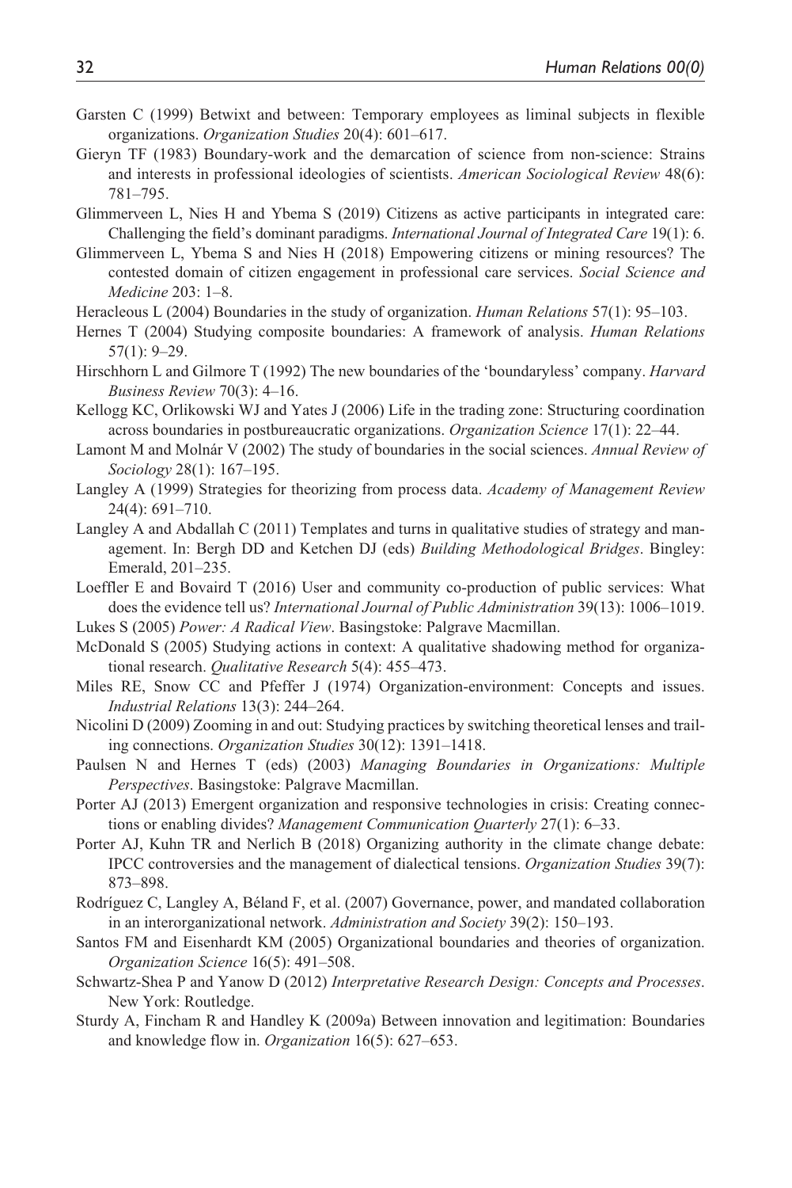Garsten C (1999) Betwixt and between: Temporary employees as liminal subjects in flexible organizations. *Organization Studies* 20(4): 601–617.

Gieryn TF (1983) Boundary-work and the demarcation of science from non-science: Strains and interests in professional ideologies of scientists. *American Sociological Review* 48(6): 781–795.

Glimmerveen L, Nies H and Ybema S (2019) Citizens as active participants in integrated care: Challenging the field's dominant paradigms. *International Journal of Integrated Care* 19(1): 6.

Glimmerveen L, Ybema S and Nies H (2018) Empowering citizens or mining resources? The contested domain of citizen engagement in professional care services. *Social Science and Medicine* 203: 1–8.

Heracleous L (2004) Boundaries in the study of organization. *Human Relations* 57(1): 95–103.

Hernes T (2004) Studying composite boundaries: A framework of analysis. *Human Relations* 57(1): 9–29.

Hirschhorn L and Gilmore T (1992) The new boundaries of the 'boundaryless' company. *Harvard Business Review* 70(3): 4–16.

Kellogg KC, Orlikowski WJ and Yates J (2006) Life in the trading zone: Structuring coordination across boundaries in postbureaucratic organizations. *Organization Science* 17(1): 22–44.

Lamont M and Molnár V (2002) The study of boundaries in the social sciences. *Annual Review of Sociology* 28(1): 167–195.

Langley A (1999) Strategies for theorizing from process data. *Academy of Management Review* 24(4): 691–710.

Langley A and Abdallah C (2011) Templates and turns in qualitative studies of strategy and management. In: Bergh DD and Ketchen DJ (eds) *Building Methodological Bridges*. Bingley: Emerald, 201–235.

Loeffler E and Bovaird T (2016) User and community co-production of public services: What does the evidence tell us? *International Journal of Public Administration* 39(13): 1006–1019.

Lukes S (2005) *Power: A Radical View*. Basingstoke: Palgrave Macmillan.

McDonald S (2005) Studying actions in context: A qualitative shadowing method for organizational research. *Qualitative Research* 5(4): 455–473.

Miles RE, Snow CC and Pfeffer J (1974) Organization-environment: Concepts and issues. *Industrial Relations* 13(3): 244–264.

Nicolini D (2009) Zooming in and out: Studying practices by switching theoretical lenses and trailing connections. *Organization Studies* 30(12): 1391–1418.

Paulsen N and Hernes T (eds) (2003) *Managing Boundaries in Organizations: Multiple Perspectives*. Basingstoke: Palgrave Macmillan.

Porter AJ (2013) Emergent organization and responsive technologies in crisis: Creating connections or enabling divides? *Management Communication Quarterly* 27(1): 6–33.

Porter AJ, Kuhn TR and Nerlich B (2018) Organizing authority in the climate change debate: IPCC controversies and the management of dialectical tensions. *Organization Studies* 39(7): 873–898.

Rodríguez C, Langley A, Béland F, et al. (2007) Governance, power, and mandated collaboration in an interorganizational network. *Administration and Society* 39(2): 150–193.

Santos FM and Eisenhardt KM (2005) Organizational boundaries and theories of organization. *Organization Science* 16(5): 491–508.

Schwartz-Shea P and Yanow D (2012) *Interpretative Research Design: Concepts and Processes*. New York: Routledge.

Sturdy A, Fincham R and Handley K (2009a) Between innovation and legitimation: Boundaries and knowledge flow in. *Organization* 16(5): 627–653.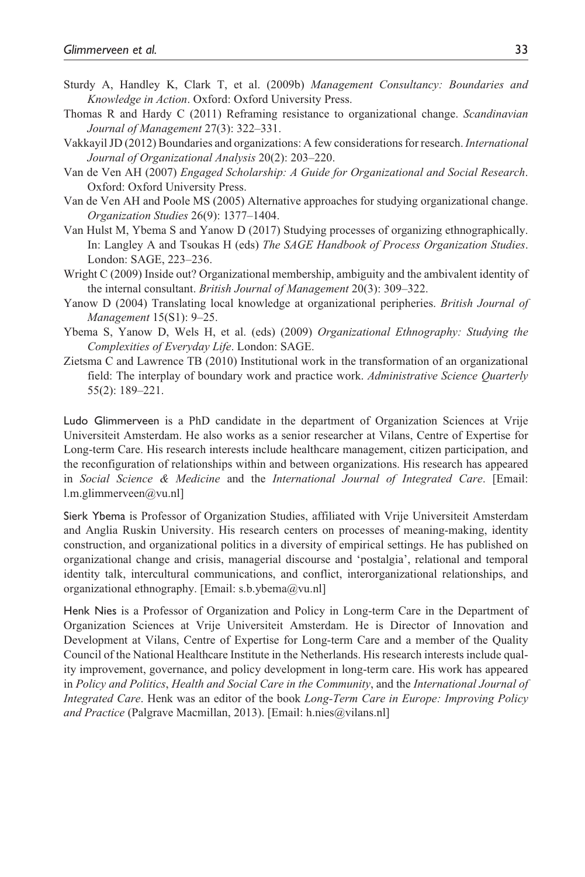Sturdy A, Handley K, Clark T, et al. (2009b) *Management Consultancy: Boundaries and Knowledge in Action*. Oxford: Oxford University Press.

Thomas R and Hardy C (2011) Reframing resistance to organizational change. *Scandinavian Journal of Management* 27(3): 322–331.

Vakkayil JD (2012) Boundaries and organizations: A few considerations for research. *International Journal of Organizational Analysis* 20(2): 203–220.

Van de Ven AH (2007) *Engaged Scholarship: A Guide for Organizational and Social Research*. Oxford: Oxford University Press.

Van de Ven AH and Poole MS (2005) Alternative approaches for studying organizational change. *Organization Studies* 26(9): 1377–1404.

Van Hulst M, Ybema S and Yanow D (2017) Studying processes of organizing ethnographically. In: Langley A and Tsoukas H (eds) *The SAGE Handbook of Process Organization Studies*. London: SAGE, 223–236.

Wright C (2009) Inside out? Organizational membership, ambiguity and the ambivalent identity of the internal consultant. *British Journal of Management* 20(3): 309–322.

Yanow D (2004) Translating local knowledge at organizational peripheries. *British Journal of Management* 15(S1): 9–25.

Ybema S, Yanow D, Wels H, et al. (eds) (2009) *Organizational Ethnography: Studying the Complexities of Everyday Life*. London: SAGE.

Zietsma C and Lawrence TB (2010) Institutional work in the transformation of an organizational field: The interplay of boundary work and practice work. *Administrative Science Quarterly* 55(2): 189–221.

**Ludo Glimmerveen** is a PhD candidate in the department of Organization Sciences at Vrije Universiteit Amsterdam. He also works as a senior researcher at Vilans, Centre of Expertise for Long-term Care. His research interests include healthcare management, citizen participation, and the reconfiguration of relationships within and between organizations. His research has appeared in *Social Science & Medicine* and the *International Journal of Integrated Care*. [Email: l.m.glimmerveen@vu.nl]

**Sierk Ybema** is Professor of Organization Studies, affiliated with Vrije Universiteit Amsterdam and Anglia Ruskin University. His research centers on processes of meaning-making, identity construction, and organizational politics in a diversity of empirical settings. He has published on organizational change and crisis, managerial discourse and 'postalgia', relational and temporal identity talk, intercultural communications, and conflict, interorganizational relationships, and organizational ethnography. [Email: s.b.ybema@vu.nl]

**Henk Nies** is a Professor of Organization and Policy in Long-term Care in the Department of Organization Sciences at Vrije Universiteit Amsterdam. He is Director of Innovation and Development at Vilans, Centre of Expertise for Long-term Care and a member of the Quality Council of the National Healthcare Institute in the Netherlands. His research interests include quality improvement, governance, and policy development in long-term care. His work has appeared in *Policy and Politics*, *Health and Social Care in the Community*, and the *International Journal of Integrated Care*. Henk was an editor of the book *Long-Term Care in Europe: Improving Policy and Practice* (Palgrave Macmillan, 2013). [Email: h.nies@vilans.nl]